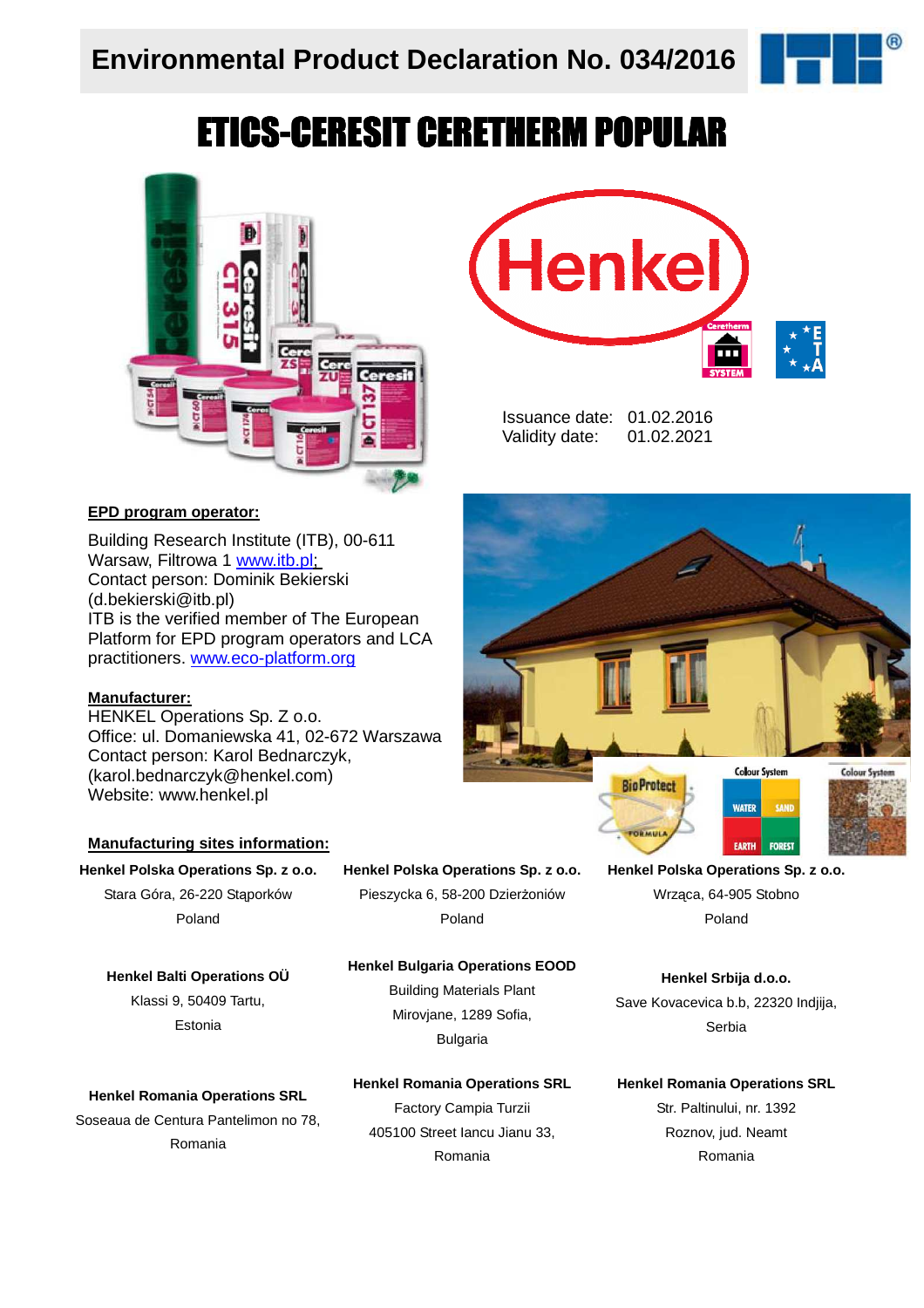# Environmental Product Declaration No. 034/2016

# ETICS-CERESIT CERETHERM POPULAR

Issuance date: 01.02.2016
Validity date: 01.02.2021

**EPD program operator:**

Building Research Institute (ITB), 00-611 Warsaw, Filtrowa 1 www.itb.pl;
Contact person: Dominik Bekierski (d.bekierski@itb.pl)
ITB is the verified member of The European Platform for EPD program operators and LCA practitioners. www.eco-platform.org

**Manufacturer:**

HENKEL Operations Sp. Z o.o.
Office: ul. Domaniewska 41, 02-672 Warszawa
Contact person: Karol Bednarczyk, (karol.bednarczyk@henkel.com)
Website: www.henkel.pl

**Manufacturing sites information:**

**Henkel Polska Operations Sp. z o.o.**
Stara Góra, 26-220 Stąporków
Poland

**Henkel Polska Operations Sp. z o.o.**
Pieszycka 6, 58-200 Dzierżoniów
Poland

**Henkel Polska Operations Sp. z o.o.**
Wrząca, 64-905 Stobno
Poland

**Henkel Balti Operations OÜ**
Klassi 9, 50409 Tartu,
Estonia

**Henkel Bulgaria Operations EOOD**
Building Materials Plant
Mirovjane, 1289 Sofia,
Bulgaria

**Henkel Srbija d.o.o.**
Save Kovacevica b.b, 22320 Indjija,
Serbia

**Henkel Romania Operations SRL**
Soseaua de Centura Pantelimon no 78,
Romania

**Henkel Romania Operations SRL**
Factory Campia Turzii
405100 Street Iancu Jianu 33,
Romania

**Henkel Romania Operations SRL**
Str. Paltinului, nr. 1392
Roznov, jud. Neamt
Romania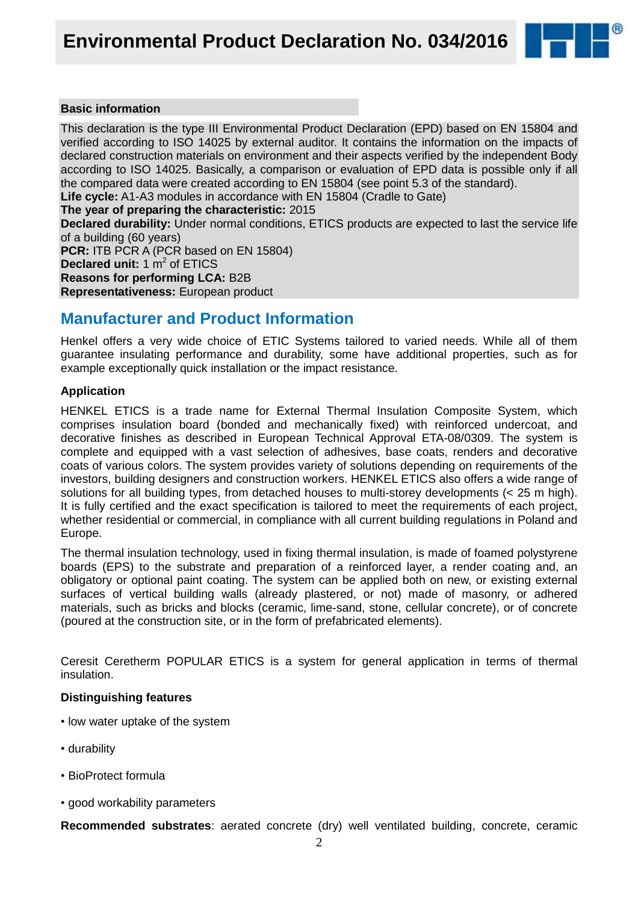## Basic information

This declaration is the type III Environmental Product Declaration (EPD) based on EN 15804 and verified according to ISO 14025 by external auditor. It contains the information on the impacts of declared construction materials on environment and their aspects verified by the independent Body according to ISO 14025. Basically, a comparison or evaluation of EPD data is possible only if all the compared data were created according to EN 15804 (see point 5.3 of the standard).

**Life cycle:** A1-A3 modules in accordance with EN 15804 (Cradle to Gate)

**The year of preparing the characteristic:** 2015

**Declared durability:** Under normal conditions, ETICS products are expected to last the service life of a building (60 years)

**PCR:** ITB PCR A (PCR based on EN 15804)

**Declared unit:** 1 $m^2$ of ETICS

**Reasons for performing LCA:** B2B

**Representativeness:** European product

## Manufacturer and Product Information

Henkel offers a very wide choice of ETIC Systems tailored to varied needs. While all of them guarantee insulating performance and durability, some have additional properties, such as for example exceptionally quick installation or the impact resistance.

### Application

HENKEL ETICS is a trade name for External Thermal Insulation Composite System, which comprises insulation board (bonded and mechanically fixed) with reinforced undercoat, and decorative finishes as described in European Technical Approval ETA-08/0309. The system is complete and equipped with a vast selection of adhesives, base coats, renders and decorative coats of various colors. The system provides variety of solutions depending on requirements of the investors, building designers and construction workers. HENKEL ETICS also offers a wide range of solutions for all building types, from detached houses to multi-storey developments (< 25 m high). It is fully certified and the exact specification is tailored to meet the requirements of each project, whether residential or commercial, in compliance with all current building regulations in Poland and Europe.

The thermal insulation technology, used in fixing thermal insulation, is made of foamed polystyrene boards (EPS) to the substrate and preparation of a reinforced layer, a render coating and, an obligatory or optional paint coating. The system can be applied both on new, or existing external surfaces of vertical building walls (already plastered, or not) made of masonry, or adhered materials, such as bricks and blocks (ceramic, lime-sand, stone, cellular concrete), or of concrete (poured at the construction site, or in the form of prefabricated elements).

Ceresit Ceretherm POPULAR ETICS is a system for general application in terms of thermal insulation.

### Distinguishing features

- low water uptake of the system
- durability
- BioProtect formula
- good workability parameters

**Recommended substrates**: aerated concrete (dry) well ventilated building, concrete, ceramic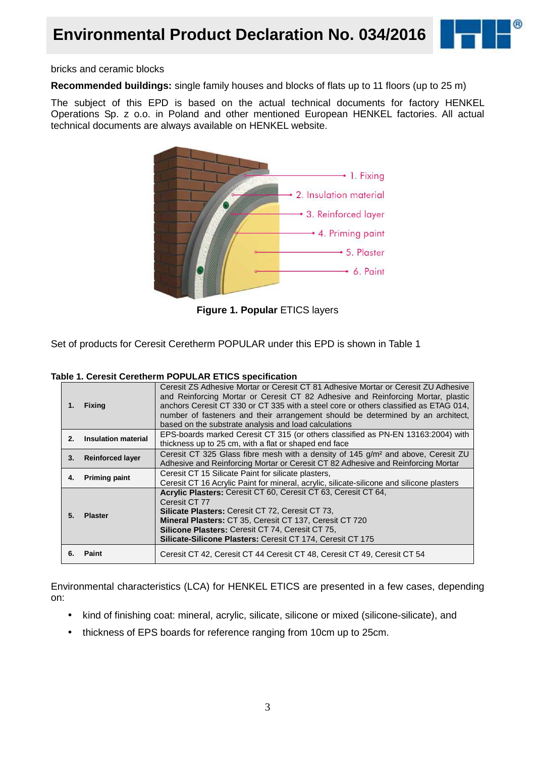bricks and ceramic blocks

**Recommended buildings:** single family houses and blocks of flats up to 11 floors (up to 25 m)

The subject of this EPD is based on the actual technical documents for factory HENKEL Operations Sp. z o.o. in Poland and other mentioned European HENKEL factories. All actual technical documents are always available on HENKEL website.

1. Fixing
2. Insulation material
3. Reinforced layer
4. Priming paint
5. Plaster
6. Paint

**Figure 1. Popular** ETICS layers

Set of products for Ceresit Ceretherm POPULAR under this EPD is shown in Table 1

**Table 1. Ceresit Ceretherm POPULAR ETICS specification**

| | |
|---|---|
| **1. Fixing** | Ceresit ZS Adhesive Mortar or Ceresit CT 81 Adhesive Mortar or Ceresit ZU Adhesive and Reinforcing Mortar or Ceresit CT 82 Adhesive and Reinforcing Mortar, plastic anchors Ceresit CT 330 or CT 335 with a steel core or others classified as ETAG 014, number of fasteners and their arrangement should be determined by an architect, based on the substrate analysis and load calculations |
| **2. Insulation material** | EPS-boards marked Ceresit CT 315 (or others classified as PN-EN 13163:2004) with thickness up to 25 cm, with a flat or shaped end face |
| **3. Reinforced layer** | Ceresit CT 325 Glass fibre mesh with a density of 145 g/m² and above, Ceresit ZU Adhesive and Reinforcing Mortar or Ceresit CT 82 Adhesive and Reinforcing Mortar |
| **4. Priming paint** | Ceresit CT 15 Silicate Paint for silicate plasters,<br>Ceresit CT 16 Acrylic Paint for mineral, acrylic, silicate-silicone and silicone plasters |
| **5. Plaster** | **Acrylic Plasters:** Ceresit CT 60, Ceresit CT 63, Ceresit CT 64, Ceresit CT 77<br>**Silicate Plasters:** Ceresit CT 72, Ceresit CT 73,<br>**Mineral Plasters:** CT 35, Ceresit CT 137, Ceresit CT 720<br>**Silicone Plasters:** Ceresit CT 74, Ceresit CT 75,<br>**Silicate-Silicone Plasters:** Ceresit CT 174, Ceresit CT 175 |
| **6. Paint** | Ceresit CT 42, Ceresit CT 44 Ceresit CT 48, Ceresit CT 49, Ceresit CT 54 |

Environmental characteristics (LCA) for HENKEL ETICS are presented in a few cases, depending on:

- kind of finishing coat: mineral, acrylic, silicate, silicone or mixed (silicone-silicate), and
- thickness of EPS boards for reference ranging from 10cm up to 25cm.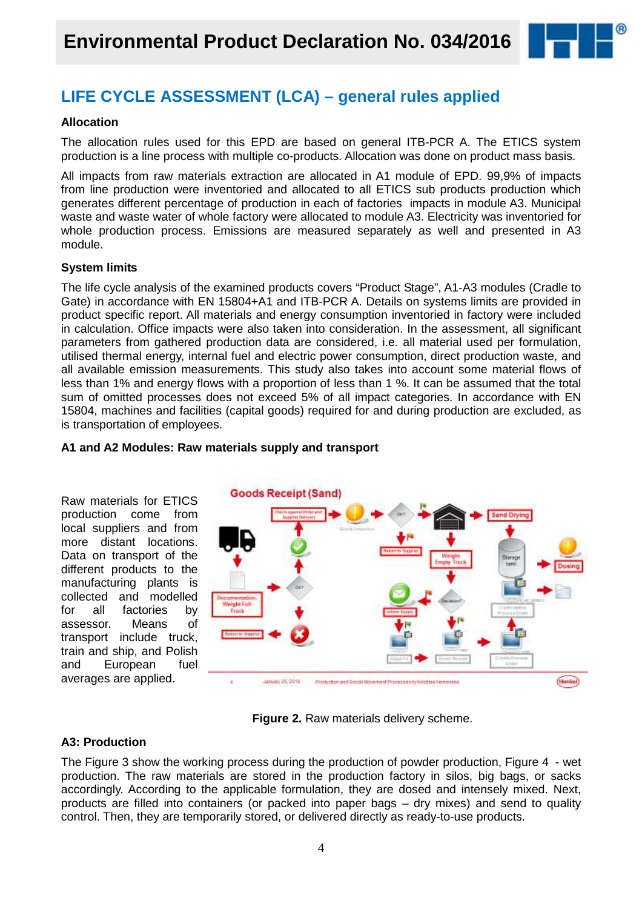## LIFE CYCLE ASSESSMENT (LCA) – general rules applied

### Allocation

The allocation rules used for this EPD are based on general ITB-PCR A. The ETICS system production is a line process with multiple co-products. Allocation was done on product mass basis.

All impacts from raw materials extraction are allocated in A1 module of EPD. 99,9% of impacts from line production were inventoried and allocated to all ETICS sub products production which generates different percentage of production in each of factories impacts in module A3. Municipal waste and waste water of whole factory were allocated to module A3. Electricity was inventoried for whole production process. Emissions are measured separately as well and presented in A3 module.

### System limits

The life cycle analysis of the examined products covers "Product Stage", A1-A3 modules (Cradle to Gate) in accordance with EN 15804+A1 and ITB-PCR A. Details on systems limits are provided in product specific report. All materials and energy consumption inventoried in factory were included in calculation. Office impacts were also taken into consideration. In the assessment, all significant parameters from gathered production data are considered, i.e. all material used per formulation, utilised thermal energy, internal fuel and electric power consumption, direct production waste, and all available emission measurements. This study also takes into account some material flows of less than 1% and energy flows with a proportion of less than 1 %. It can be assumed that the total sum of omitted processes does not exceed 5% of all impact categories. In accordance with EN 15804, machines and facilities (capital goods) required for and during production are excluded, as is transportation of employees.

### A1 and A2 Modules: Raw materials supply and transport

Raw materials for ETICS production come from local suppliers and from more distant locations. Data on transport of the different products to the manufacturing plants is collected and modelled for all factories by assessor. Means of transport include truck, train and ship, and Polish and European fuel averages are applied.

**Figure 2.** Raw materials delivery scheme.

### A3: Production

The Figure 3 show the working process during the production of powder production, Figure 4 - wet production. The raw materials are stored in the production factory in silos, big bags, or sacks accordingly. According to the applicable formulation, they are dosed and intensely mixed. Next, products are filled into containers (or packed into paper bags – dry mixes) and send to quality control. Then, they are temporarily stored, or delivered directly as ready-to-use products.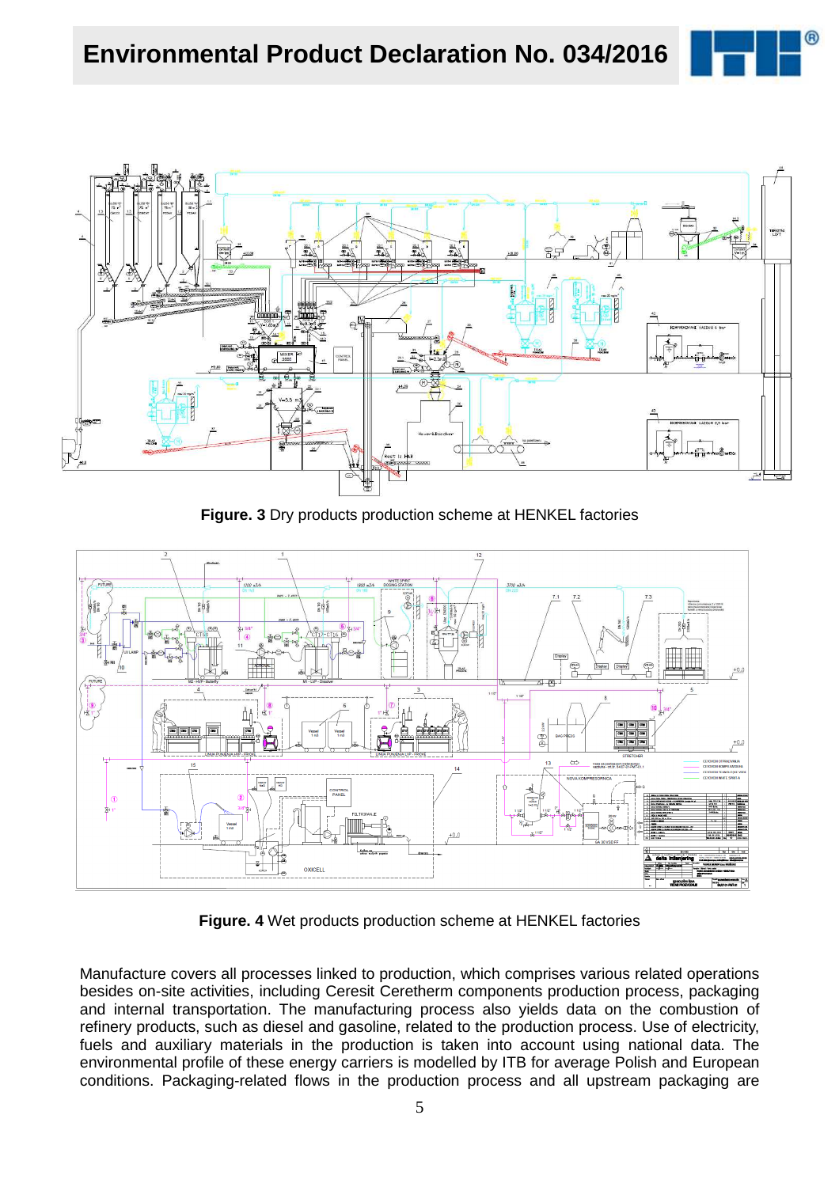**Figure. 3** Dry products production scheme at HENKEL factories

**Figure. 4** Wet products production scheme at HENKEL factories

Manufacture covers all processes linked to production, which comprises various related operations besides on-site activities, including Ceresit Ceretherm components production process, packaging and internal transportation. The manufacturing process also yields data on the combustion of refinery products, such as diesel and gasoline, related to the production process. Use of electricity, fuels and auxiliary materials in the production is taken into account using national data. The environmental profile of these energy carriers is modelled by ITB for average Polish and European conditions. Packaging-related flows in the production process and all upstream packaging are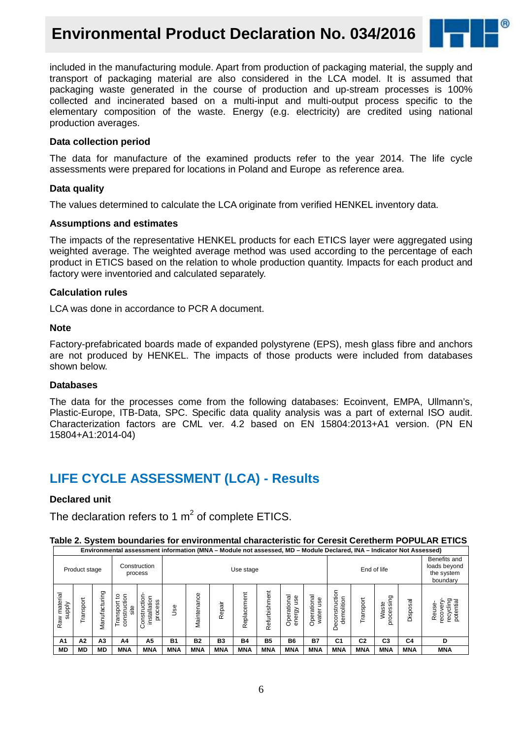included in the manufacturing module. Apart from production of packaging material, the supply and transport of packaging material are also considered in the LCA model. It is assumed that packaging waste generated in the course of production and up-stream processes is 100% collected and incinerated based on a multi-input and multi-output process specific to the elementary composition of the waste. Energy (e.g. electricity) are credited using national production averages.

### Data collection period

The data for manufacture of the examined products refer to the year 2014. The life cycle assessments were prepared for locations in Poland and Europe as reference area.

### Data quality

The values determined to calculate the LCA originate from verified HENKEL inventory data.

### Assumptions and estimates

The impacts of the representative HENKEL products for each ETICS layer were aggregated using weighted average. The weighted average method was used according to the percentage of each product in ETICS based on the relation to whole production quantity. Impacts for each product and factory were inventoried and calculated separately.

### Calculation rules

LCA was done in accordance to PCR A document.

### Note

Factory-prefabricated boards made of expanded polystyrene (EPS), mesh glass fibre and anchors are not produced by HENKEL. The impacts of those products were included from databases shown below.

### Databases

The data for the processes come from the following databases: Ecoinvent, EMPA, Ullmann's, Plastic-Europe, ITB-Data, SPC. Specific data quality analysis was a part of external ISO audit. Characterization factors are CML ver. 4.2 based on EN 15804:2013+A1 version. (PN EN 15804+A1:2014-04)

## LIFE CYCLE ASSESSMENT (LCA) - Results

### Declared unit

The declaration refers to 1 $m^2$ of complete ETICS.

**Table 2. System boundaries for environmental characteristic for Ceresit Ceretherm POPULAR ETICS**

| Environmental assessment information (MNA – Module not assessed, MD – Module Declared, INA – Indicator Not Assessed) | | | | | | | | | | | | | | | | |
|---|---|---|---|---|---|---|---|---|---|---|---|---|---|---|---|---|
| Product stage | | | Construction process | | Use stage | | | | | | | End of life | | | | Benefits and loads beyond the system boundary |
| Raw material supply | Transport | Manufacturing | Transport to construction site | Construction-installation process | Use | Maintenance | Repair | Replacement | Refurbishment | Operational energy use | Operational water use | Deconstruction demolition | Transport | Waste processing | Disposal | Reuse-recovery-recycling potential |
| A1 | A2 | A3 | A4 | A5 | B1 | B2 | B3 | B4 | B5 | B6 | B7 | C1 | C2 | C3 | C4 | D |
| MD | MD | MD | MNA | MNA | MNA | MNA | MNA | MNA | MNA | MNA | MNA | MNA | MNA | MNA | MNA | MNA |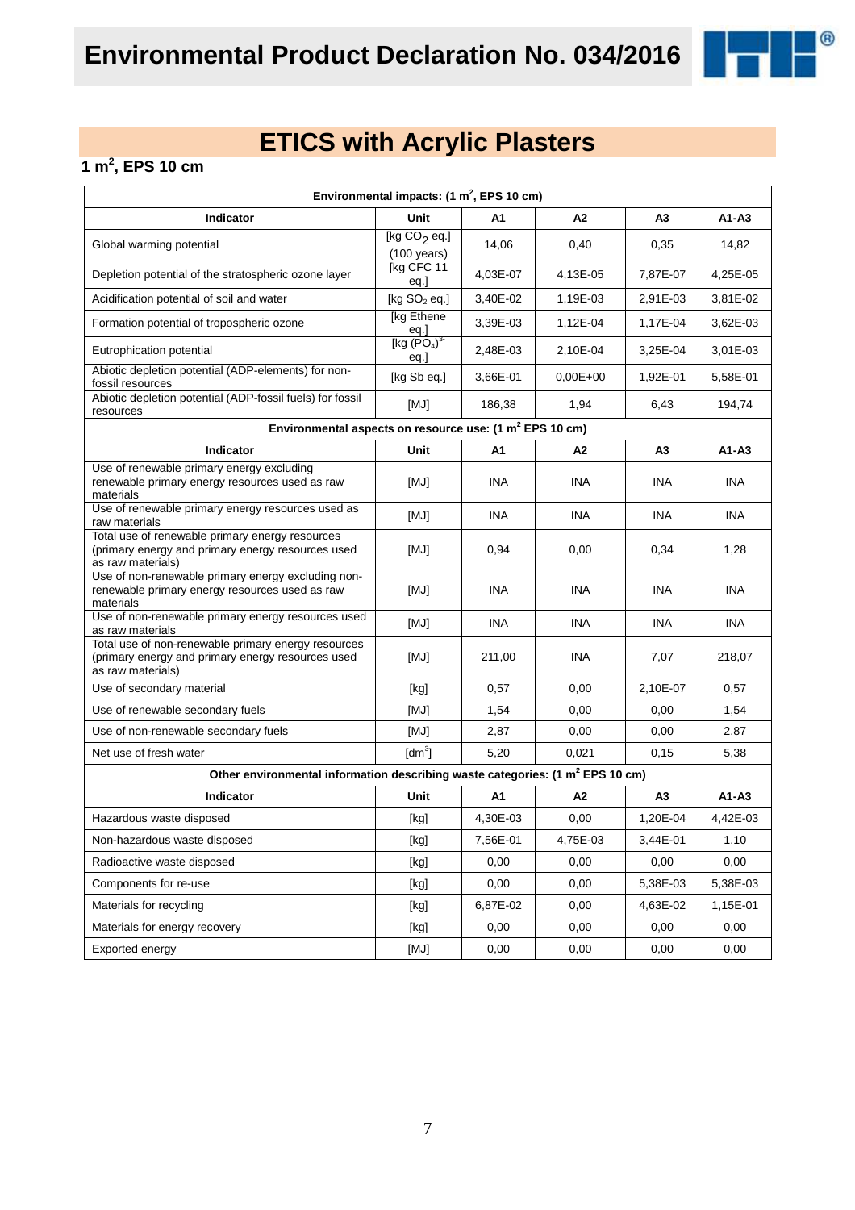# ETICS with Acrylic Plasters

## 1 m$^2$, EPS 10 cm

| Environmental impacts: (1 m$^2$, EPS 10 cm) | | | | | |
|---|---|---|---|---|---|
| **Indicator** | **Unit** | **A1** | **A2** | **A3** | **A1-A3** |
| Global warming potential | [kg $CO_2$ eq.] (100 years) | 14,06 | 0,40 | 0,35 | 14,82 |
| Depletion potential of the stratospheric ozone layer | [kg CFC 11 eq.] | 4,03E-07 | 4,13E-05 | 7,87E-07 | 4,25E-05 |
| Acidification potential of soil and water | [kg $SO_2$ eq.] | 3,40E-02 | 1,19E-03 | 2,91E-03 | 3,81E-02 |
| Formation potential of tropospheric ozone | [kg Ethene eq.] | 3,39E-03 | 1,12E-04 | 1,17E-04 | 3,62E-03 |
| Eutrophication potential | [kg $(PO_4)^{3-}$ eq.] | 2,48E-03 | 2,10E-04 | 3,25E-04 | 3,01E-03 |
| Abiotic depletion potential (ADP-elements) for non-fossil resources | [kg Sb eq.] | 3,66E-01 | 0,00E+00 | 1,92E-01 | 5,58E-01 |
| Abiotic depletion potential (ADP-fossil fuels) for fossil resources | [MJ] | 186,38 | 1,94 | 6,43 | 194,74 |
| **Environmental aspects on resource use: (1 m$^2$ EPS 10 cm)** | | | | | |
| **Indicator** | **Unit** | **A1** | **A2** | **A3** | **A1-A3** |
| Use of renewable primary energy excluding renewable primary energy resources used as raw materials | [MJ] | INA | INA | INA | INA |
| Use of renewable primary energy resources used as raw materials | [MJ] | INA | INA | INA | INA |
| Total use of renewable primary energy resources (primary energy and primary energy resources used as raw materials) | [MJ] | 0,94 | 0,00 | 0,34 | 1,28 |
| Use of non-renewable primary energy excluding non-renewable primary energy resources used as raw materials | [MJ] | INA | INA | INA | INA |
| Use of non-renewable primary energy resources used as raw materials | [MJ] | INA | INA | INA | INA |
| Total use of non-renewable primary energy resources (primary energy and primary energy resources used as raw materials) | [MJ] | 211,00 | INA | 7,07 | 218,07 |
| Use of secondary material | [kg] | 0,57 | 0,00 | 2,10E-07 | 0,57 |
| Use of renewable secondary fuels | [MJ] | 1,54 | 0,00 | 0,00 | 1,54 |
| Use of non-renewable secondary fuels | [MJ] | 2,87 | 0,00 | 0,00 | 2,87 |
| Net use of fresh water | [dm$^3$] | 5,20 | 0,021 | 0,15 | 5,38 |
| **Other environmental information describing waste categories: (1 m$^2$ EPS 10 cm)** | | | | | |
| **Indicator** | **Unit** | **A1** | **A2** | **A3** | **A1-A3** |
| Hazardous waste disposed | [kg] | 4,30E-03 | 0,00 | 1,20E-04 | 4,42E-03 |
| Non-hazardous waste disposed | [kg] | 7,56E-01 | 4,75E-03 | 3,44E-01 | 1,10 |
| Radioactive waste disposed | [kg] | 0,00 | 0,00 | 0,00 | 0,00 |
| Components for re-use | [kg] | 0,00 | 0,00 | 5,38E-03 | 5,38E-03 |
| Materials for recycling | [kg] | 6,87E-02 | 0,00 | 4,63E-02 | 1,15E-01 |
| Materials for energy recovery | [kg] | 0,00 | 0,00 | 0,00 | 0,00 |
| Exported energy | [MJ] | 0,00 | 0,00 | 0,00 | 0,00 |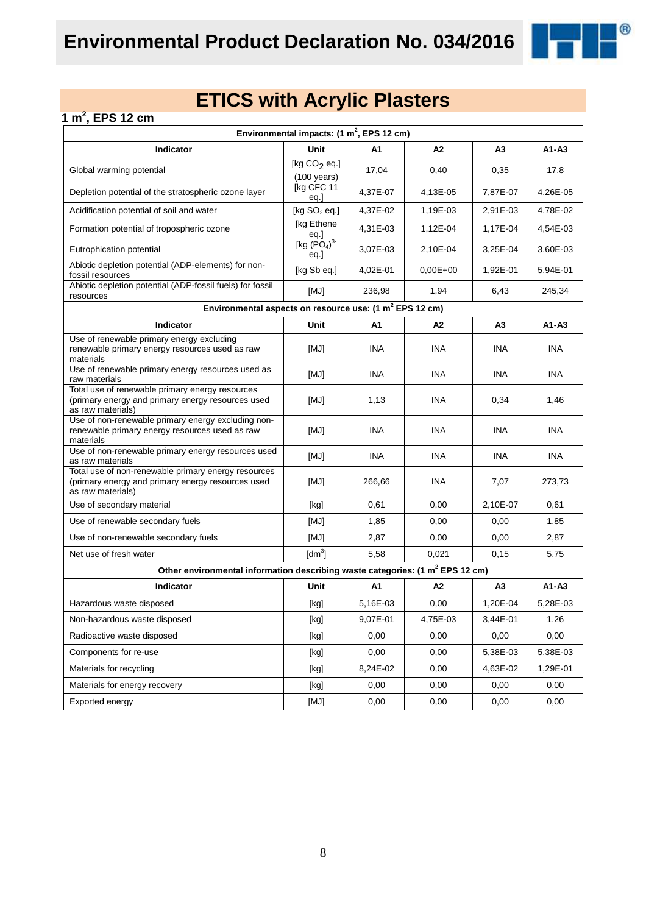# Environmental Product Declaration No. 034/2016

## ETICS with Acrylic Plasters

### 1 $m^2$, EPS 12 cm

| Environmental impacts: (1 $m^2$, EPS 12 cm) | | | | | |
|---|---|---|---|---|---|
| **Indicator** | **Unit** | **A1** | **A2** | **A3** | **A1-A3** |
| Global warming potential | [kg $CO_2$ eq.] (100 years) | 17,04 | 0,40 | 0,35 | 17,8 |
| Depletion potential of the stratospheric ozone layer | [kg CFC 11 eq.] | 4,37E-07 | 4,13E-05 | 7,87E-07 | 4,26E-05 |
| Acidification potential of soil and water | [kg $SO_2$ eq.] | 4,37E-02 | 1,19E-03 | 2,91E-03 | 4,78E-02 |
| Formation potential of tropospheric ozone | [kg Ethene eq.] | 4,31E-03 | 1,12E-04 | 1,17E-04 | 4,54E-03 |
| Eutrophication potential | [kg $(PO_4)^{3-}$ eq.] | 3,07E-03 | 2,10E-04 | 3,25E-04 | 3,60E-03 |
| Abiotic depletion potential (ADP-elements) for non-fossil resources | [kg Sb eq.] | 4,02E-01 | 0,00E+00 | 1,92E-01 | 5,94E-01 |
| Abiotic depletion potential (ADP-fossil fuels) for fossil resources | [MJ] | 236,98 | 1,94 | 6,43 | 245,34 |
| **Environmental aspects on resource use: (1 $m^2$ EPS 12 cm)** | | | | | |
| **Indicator** | **Unit** | **A1** | **A2** | **A3** | **A1-A3** |
| Use of renewable primary energy excluding renewable primary energy resources used as raw materials | [MJ] | INA | INA | INA | INA |
| Use of renewable primary energy resources used as raw materials | [MJ] | INA | INA | INA | INA |
| Total use of renewable primary energy resources (primary energy and primary energy resources used as raw materials) | [MJ] | 1,13 | INA | 0,34 | 1,46 |
| Use of non-renewable primary energy excluding non-renewable primary energy resources used as raw materials | [MJ] | INA | INA | INA | INA |
| Use of non-renewable primary energy resources used as raw materials | [MJ] | INA | INA | INA | INA |
| Total use of non-renewable primary energy resources (primary energy and primary energy resources used as raw materials) | [MJ] | 266,66 | INA | 7,07 | 273,73 |
| Use of secondary material | [kg] | 0,61 | 0,00 | 2,10E-07 | 0,61 |
| Use of renewable secondary fuels | [MJ] | 1,85 | 0,00 | 0,00 | 1,85 |
| Use of non-renewable secondary fuels | [MJ] | 2,87 | 0,00 | 0,00 | 2,87 |
| Net use of fresh water | [$dm^3$] | 5,58 | 0,021 | 0,15 | 5,75 |
| **Other environmental information describing waste categories: (1 $m^2$ EPS 12 cm)** | | | | | |
| **Indicator** | **Unit** | **A1** | **A2** | **A3** | **A1-A3** |
| Hazardous waste disposed | [kg] | 5,16E-03 | 0,00 | 1,20E-04 | 5,28E-03 |
| Non-hazardous waste disposed | [kg] | 9,07E-01 | 4,75E-03 | 3,44E-01 | 1,26 |
| Radioactive waste disposed | [kg] | 0,00 | 0,00 | 0,00 | 0,00 |
| Components for re-use | [kg] | 0,00 | 0,00 | 5,38E-03 | 5,38E-03 |
| Materials for recycling | [kg] | 8,24E-02 | 0,00 | 4,63E-02 | 1,29E-01 |
| Materials for energy recovery | [kg] | 0,00 | 0,00 | 0,00 | 0,00 |
| Exported energy | [MJ] | 0,00 | 0,00 | 0,00 | 0,00 |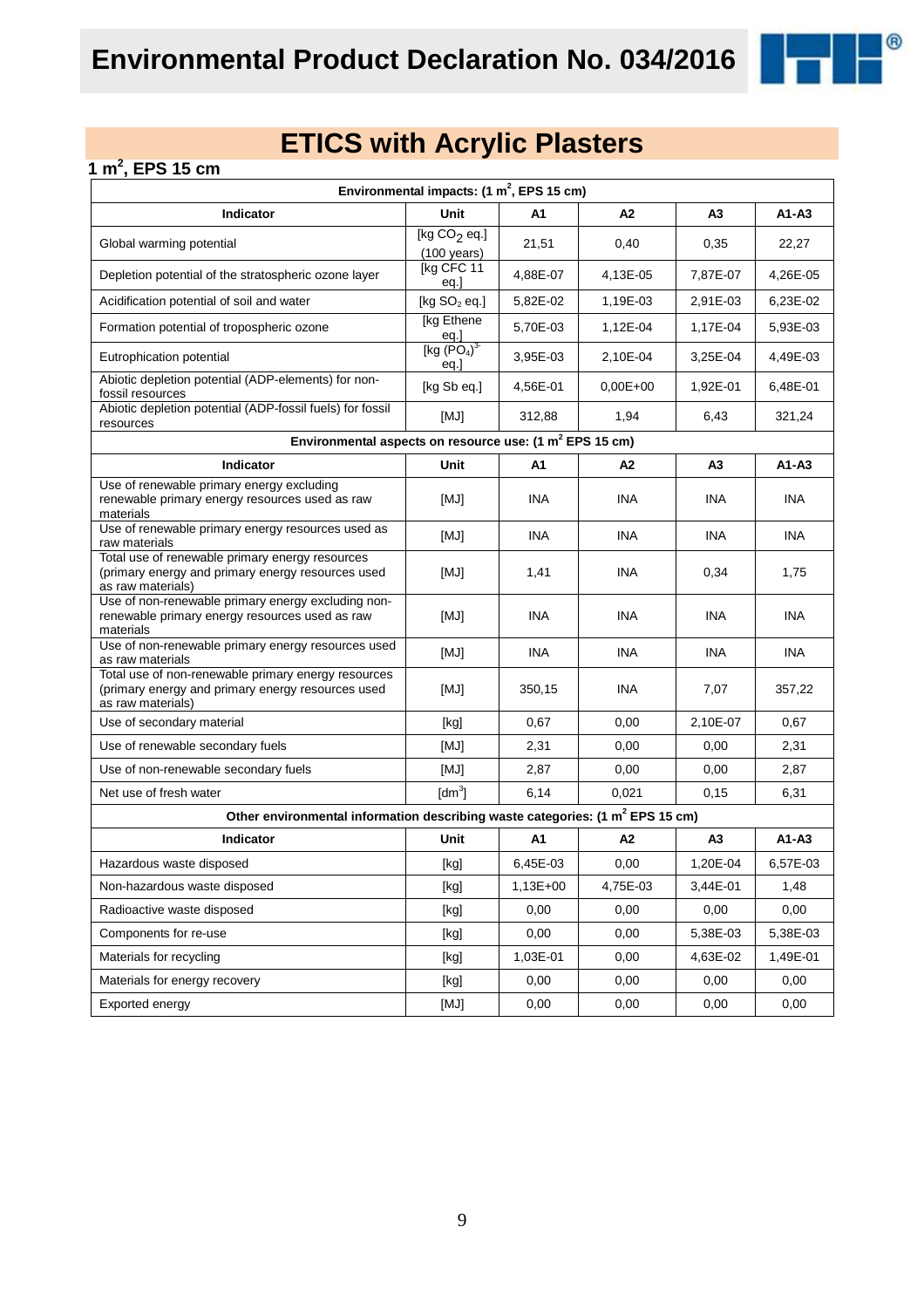# Environmental Product Declaration No. 034/2016

## ETICS with Acrylic Plasters

### 1 $m^2$, EPS 15 cm

| Environmental impacts: (1 $m^2$, EPS 15 cm) | | | | | |
|---|---|---|---|---|---|
| **Indicator** | **Unit** | **A1** | **A2** | **A3** | **A1-A3** |
| Global warming potential | [kg $CO_2$ eq.] (100 years) | 21,51 | 0,40 | 0,35 | 22,27 |
| Depletion potential of the stratospheric ozone layer | [kg CFC 11 eq.] | 4,88E-07 | 4,13E-05 | 7,87E-07 | 4,26E-05 |
| Acidification potential of soil and water | [kg $SO_2$ eq.] | 5,82E-02 | 1,19E-03 | 2,91E-03 | 6,23E-02 |
| Formation potential of tropospheric ozone | [kg Ethene eq.] | 5,70E-03 | 1,12E-04 | 1,17E-04 | 5,93E-03 |
| Eutrophication potential | [kg $(PO_4)^{3-}$ eq.] | 3,95E-03 | 2,10E-04 | 3,25E-04 | 4,49E-03 |
| Abiotic depletion potential (ADP-elements) for non-fossil resources | [kg Sb eq.] | 4,56E-01 | 0,00E+00 | 1,92E-01 | 6,48E-01 |
| Abiotic depletion potential (ADP-fossil fuels) for fossil resources | [MJ] | 312,88 | 1,94 | 6,43 | 321,24 |
| **Environmental aspects on resource use: (1 $m^2$ EPS 15 cm)** | | | | | |
| **Indicator** | **Unit** | **A1** | **A2** | **A3** | **A1-A3** |
| Use of renewable primary energy excluding renewable primary energy resources used as raw materials | [MJ] | INA | INA | INA | INA |
| Use of renewable primary energy resources used as raw materials | [MJ] | INA | INA | INA | INA |
| Total use of renewable primary energy resources (primary energy and primary energy resources used as raw materials) | [MJ] | 1,41 | INA | 0,34 | 1,75 |
| Use of non-renewable primary energy excluding non-renewable primary energy resources used as raw materials | [MJ] | INA | INA | INA | INA |
| Use of non-renewable primary energy resources used as raw materials | [MJ] | INA | INA | INA | INA |
| Total use of non-renewable primary energy resources (primary energy and primary energy resources used as raw materials) | [MJ] | 350,15 | INA | 7,07 | 357,22 |
| Use of secondary material | [kg] | 0,67 | 0,00 | 2,10E-07 | 0,67 |
| Use of renewable secondary fuels | [MJ] | 2,31 | 0,00 | 0,00 | 2,31 |
| Use of non-renewable secondary fuels | [MJ] | 2,87 | 0,00 | 0,00 | 2,87 |
| Net use of fresh water | [$dm^3$] | 6,14 | 0,021 | 0,15 | 6,31 |
| **Other environmental information describing waste categories: (1 $m^2$ EPS 15 cm)** | | | | | |
| **Indicator** | **Unit** | **A1** | **A2** | **A3** | **A1-A3** |
| Hazardous waste disposed | [kg] | 6,45E-03 | 0,00 | 1,20E-04 | 6,57E-03 |
| Non-hazardous waste disposed | [kg] | 1,13E+00 | 4,75E-03 | 3,44E-01 | 1,48 |
| Radioactive waste disposed | [kg] | 0,00 | 0,00 | 0,00 | 0,00 |
| Components for re-use | [kg] | 0,00 | 0,00 | 5,38E-03 | 5,38E-03 |
| Materials for recycling | [kg] | 1,03E-01 | 0,00 | 4,63E-02 | 1,49E-01 |
| Materials for energy recovery | [kg] | 0,00 | 0,00 | 0,00 | 0,00 |
| Exported energy | [MJ] | 0,00 | 0,00 | 0,00 | 0,00 |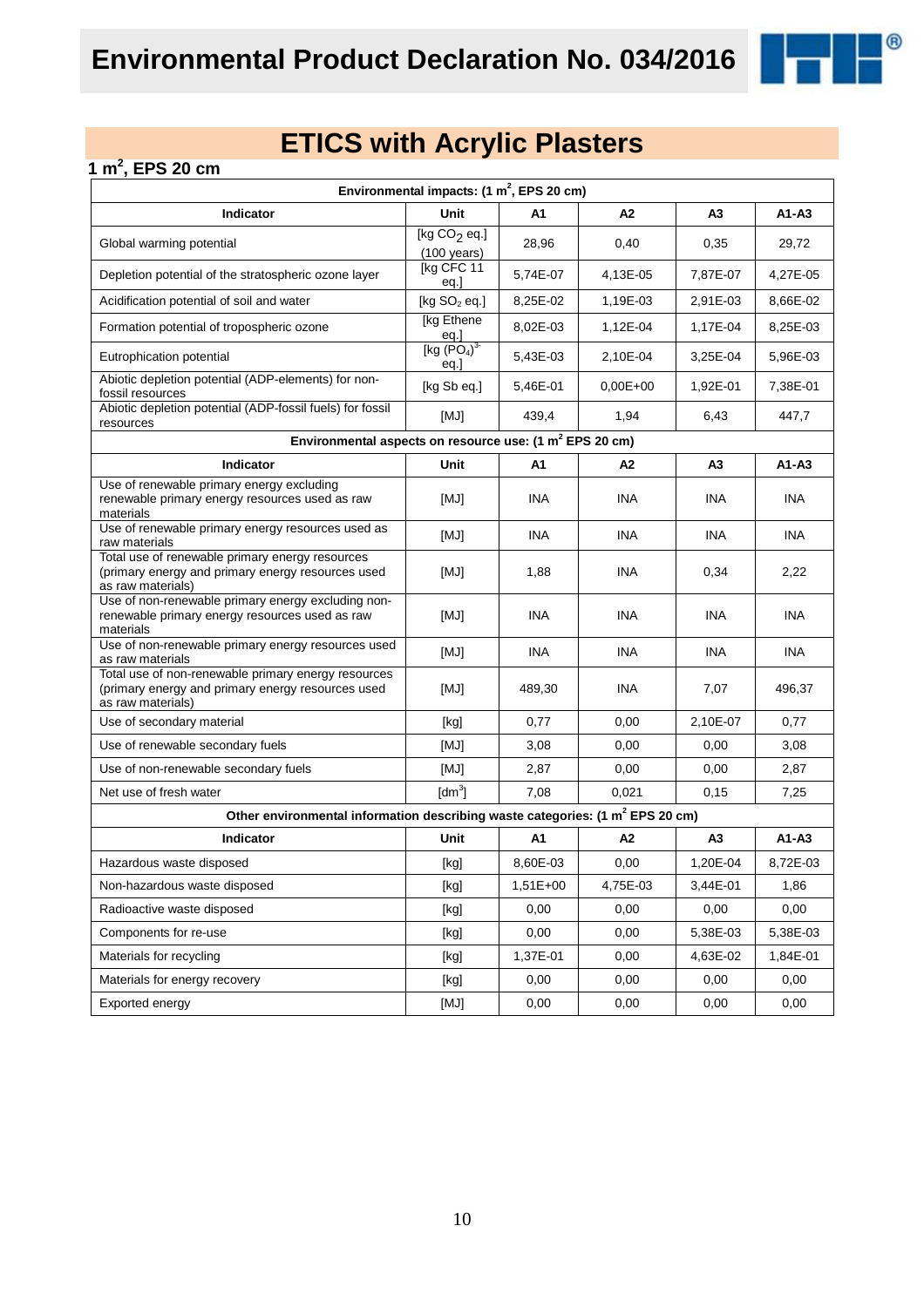# ETICS with Acrylic Plasters

## 1 $m^2$, EPS 20 cm

| Environmental impacts: (1 $m^2$, EPS 20 cm) | | | | | |
|---|---|---|---|---|---|
| **Indicator** | **Unit** | **A1** | **A2** | **A3** | **A1-A3** |
| Global warming potential | [kg $CO_2$ eq.] (100 years) | 28,96 | 0,40 | 0,35 | 29,72 |
| Depletion potential of the stratospheric ozone layer | [kg CFC 11 eq.] | 5,74E-07 | 4,13E-05 | 7,87E-07 | 4,27E-05 |
| Acidification potential of soil and water | [kg $SO_2$ eq.] | 8,25E-02 | 1,19E-03 | 2,91E-03 | 8,66E-02 |
| Formation potential of tropospheric ozone | [kg Ethene eq.] | 8,02E-03 | 1,12E-04 | 1,17E-04 | 8,25E-03 |
| Eutrophication potential | [kg $(PO_4)^{3-}$ eq.] | 5,43E-03 | 2,10E-04 | 3,25E-04 | 5,96E-03 |
| Abiotic depletion potential (ADP-elements) for non-fossil resources | [kg Sb eq.] | 5,46E-01 | 0,00E+00 | 1,92E-01 | 7,38E-01 |
| Abiotic depletion potential (ADP-fossil fuels) for fossil resources | [MJ] | 439,4 | 1,94 | 6,43 | 447,7 |

| Environmental aspects on resource use: (1 $m^2$ EPS 20 cm) | | | | | |
|---|---|---|---|---|---|
| **Indicator** | **Unit** | **A1** | **A2** | **A3** | **A1-A3** |
| Use of renewable primary energy excluding renewable primary energy resources used as raw materials | [MJ] | INA | INA | INA | INA |
| Use of renewable primary energy resources used as raw materials | [MJ] | INA | INA | INA | INA |
| Total use of renewable primary energy resources (primary energy and primary energy resources used as raw materials) | [MJ] | 1,88 | INA | 0,34 | 2,22 |
| Use of non-renewable primary energy excluding non-renewable primary energy resources used as raw materials | [MJ] | INA | INA | INA | INA |
| Use of non-renewable primary energy resources used as raw materials | [MJ] | INA | INA | INA | INA |
| Total use of non-renewable primary energy resources (primary energy and primary energy resources used as raw materials) | [MJ] | 489,30 | INA | 7,07 | 496,37 |
| Use of secondary material | [kg] | 0,77 | 0,00 | 2,10E-07 | 0,77 |
| Use of renewable secondary fuels | [MJ] | 3,08 | 0,00 | 0,00 | 3,08 |
| Use of non-renewable secondary fuels | [MJ] | 2,87 | 0,00 | 0,00 | 2,87 |
| Net use of fresh water | [$dm^3$] | 7,08 | 0,021 | 0,15 | 7,25 |

| Other environmental information describing waste categories: (1 $m^2$ EPS 20 cm) | | | | | |
|---|---|---|---|---|---|
| **Indicator** | **Unit** | **A1** | **A2** | **A3** | **A1-A3** |
| Hazardous waste disposed | [kg] | 8,60E-03 | 0,00 | 1,20E-04 | 8,72E-03 |
| Non-hazardous waste disposed | [kg] | 1,51E+00 | 4,75E-03 | 3,44E-01 | 1,86 |
| Radioactive waste disposed | [kg] | 0,00 | 0,00 | 0,00 | 0,00 |
| Components for re-use | [kg] | 0,00 | 0,00 | 5,38E-03 | 5,38E-03 |
| Materials for recycling | [kg] | 1,37E-01 | 0,00 | 4,63E-02 | 1,84E-01 |
| Materials for energy recovery | [kg] | 0,00 | 0,00 | 0,00 | 0,00 |
| Exported energy | [MJ] | 0,00 | 0,00 | 0,00 | 0,00 |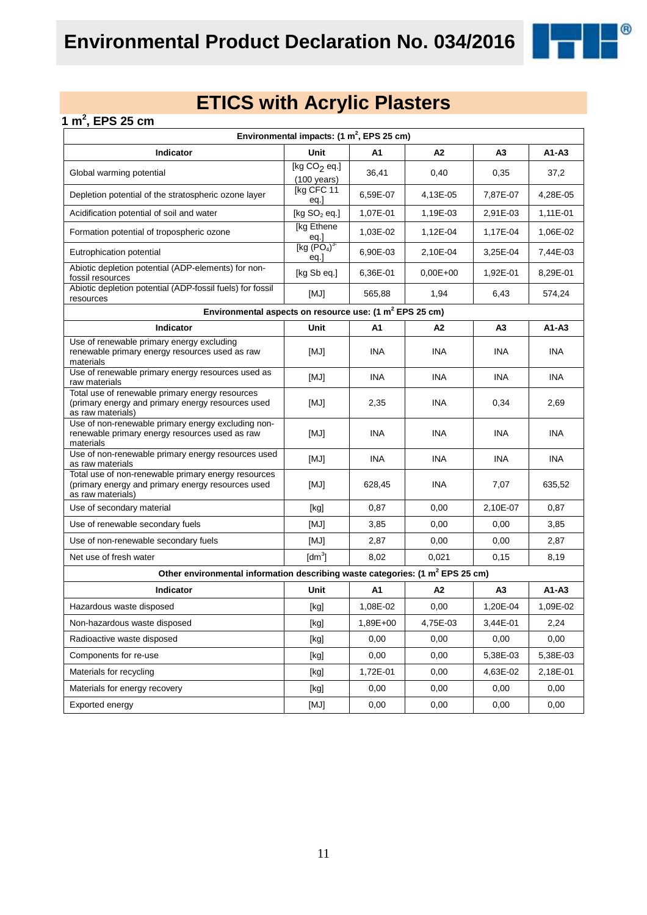# ETICS with Acrylic Plasters

## 1 m², EPS 25 cm

| Environmental impacts: (1 m², EPS 25 cm) | | | | | |
|---|---|---|---|---|---|
| **Indicator** | **Unit** | **A1** | **A2** | **A3** | **A1-A3** |
| Global warming potential | [kg $CO_2$ eq.] (100 years) | 36,41 | 0,40 | 0,35 | 37,2 |
| Depletion potential of the stratospheric ozone layer | [kg CFC 11 eq.] | 6,59E-07 | 4,13E-05 | 7,87E-07 | 4,28E-05 |
| Acidification potential of soil and water | [kg $SO_2$ eq.] | 1,07E-01 | 1,19E-03 | 2,91E-03 | 1,11E-01 |
| Formation potential of tropospheric ozone | [kg Ethene eq.] | 1,03E-02 | 1,12E-04 | 1,17E-04 | 1,06E-02 |
| Eutrophication potential | [kg $(PO_4)^{3-}$ eq.] | 6,90E-03 | 2,10E-04 | 3,25E-04 | 7,44E-03 |
| Abiotic depletion potential (ADP-elements) for non-fossil resources | [kg Sb eq.] | 6,36E-01 | 0,00E+00 | 1,92E-01 | 8,29E-01 |
| Abiotic depletion potential (ADP-fossil fuels) for fossil resources | [MJ] | 565,88 | 1,94 | 6,43 | 574,24 |
| **Environmental aspects on resource use: (1 m² EPS 25 cm)** | | | | | |
| **Indicator** | **Unit** | **A1** | **A2** | **A3** | **A1-A3** |
| Use of renewable primary energy excluding renewable primary energy resources used as raw materials | [MJ] | INA | INA | INA | INA |
| Use of renewable primary energy resources used as raw materials | [MJ] | INA | INA | INA | INA |
| Total use of renewable primary energy resources (primary energy and primary energy resources used as raw materials) | [MJ] | 2,35 | INA | 0,34 | 2,69 |
| Use of non-renewable primary energy excluding non-renewable primary energy resources used as raw materials | [MJ] | INA | INA | INA | INA |
| Use of non-renewable primary energy resources used as raw materials | [MJ] | INA | INA | INA | INA |
| Total use of non-renewable primary energy resources (primary energy and primary energy resources used as raw materials) | [MJ] | 628,45 | INA | 7,07 | 635,52 |
| Use of secondary material | [kg] | 0,87 | 0,00 | 2,10E-07 | 0,87 |
| Use of renewable secondary fuels | [MJ] | 3,85 | 0,00 | 0,00 | 3,85 |
| Use of non-renewable secondary fuels | [MJ] | 2,87 | 0,00 | 0,00 | 2,87 |
| Net use of fresh water | [dm³] | 8,02 | 0,021 | 0,15 | 8,19 |
| **Other environmental information describing waste categories: (1 m² EPS 25 cm)** | | | | | |
| **Indicator** | **Unit** | **A1** | **A2** | **A3** | **A1-A3** |
| Hazardous waste disposed | [kg] | 1,08E-02 | 0,00 | 1,20E-04 | 1,09E-02 |
| Non-hazardous waste disposed | [kg] | 1,89E+00 | 4,75E-03 | 3,44E-01 | 2,24 |
| Radioactive waste disposed | [kg] | 0,00 | 0,00 | 0,00 | 0,00 |
| Components for re-use | [kg] | 0,00 | 0,00 | 5,38E-03 | 5,38E-03 |
| Materials for recycling | [kg] | 1,72E-01 | 0,00 | 4,63E-02 | 2,18E-01 |
| Materials for energy recovery | [kg] | 0,00 | 0,00 | 0,00 | 0,00 |
| Exported energy | [MJ] | 0,00 | 0,00 | 0,00 | 0,00 |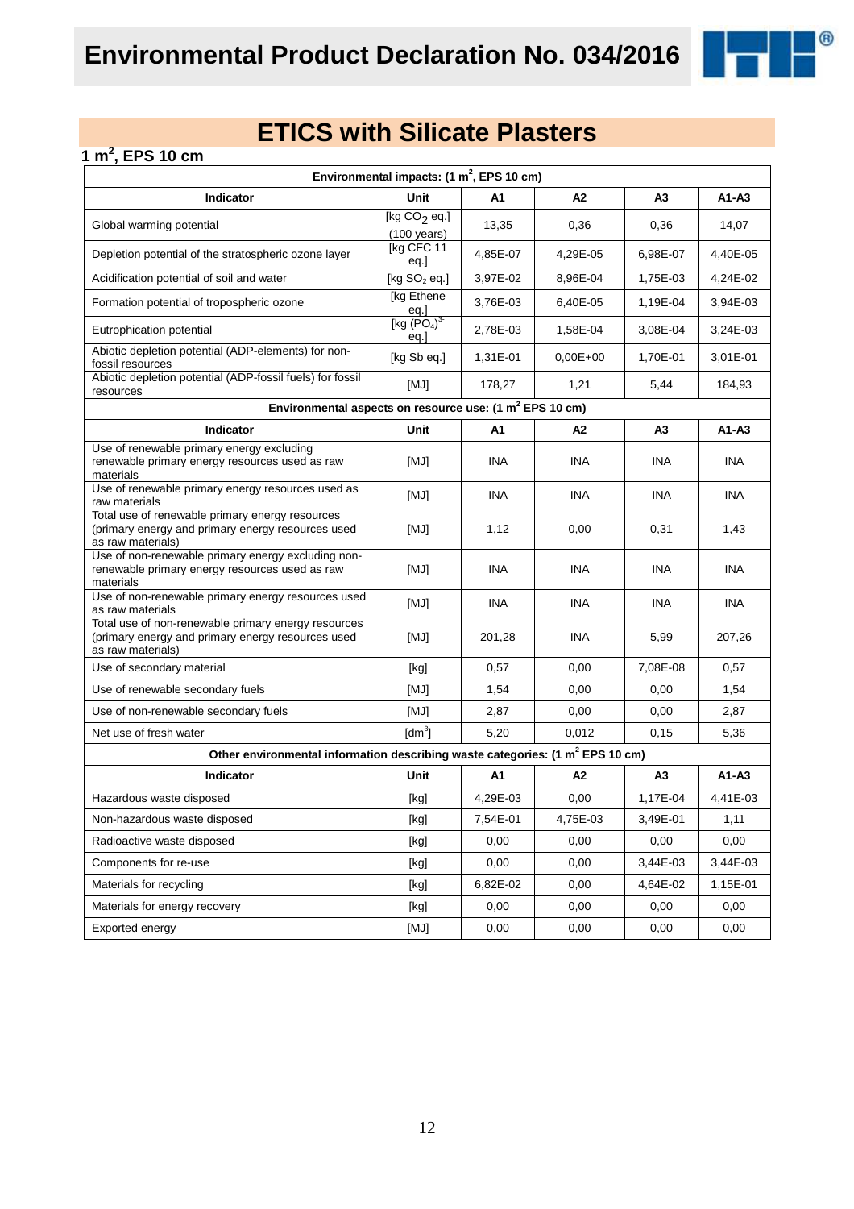# Environmental Product Declaration No. 034/2016

## ETICS with Silicate Plasters

### 1 m$^2$, EPS 10 cm

| Environmental impacts: (1 m$^2$, EPS 10 cm) | | | | | |
|---|---|---|---|---|---|
| **Indicator** | **Unit** | **A1** | **A2** | **A3** | **A1-A3** |
| Global warming potential | [kg $CO_2$ eq.] (100 years) | 13,35 | 0,36 | 0,36 | 14,07 |
| Depletion potential of the stratospheric ozone layer | [kg CFC 11 eq.] | 4,85E-07 | 4,29E-05 | 6,98E-07 | 4,40E-05 |
| Acidification potential of soil and water | [kg $SO_2$ eq.] | 3,97E-02 | 8,96E-04 | 1,75E-03 | 4,24E-02 |
| Formation potential of tropospheric ozone | [kg Ethene eq.] | 3,76E-03 | 6,40E-05 | 1,19E-04 | 3,94E-03 |
| Eutrophication potential | [kg $(PO_4)^{3-}$ eq.] | 2,78E-03 | 1,58E-04 | 3,08E-04 | 3,24E-03 |
| Abiotic depletion potential (ADP-elements) for non-fossil resources | [kg Sb eq.] | 1,31E-01 | 0,00E+00 | 1,70E-01 | 3,01E-01 |
| Abiotic depletion potential (ADP-fossil fuels) for fossil resources | [MJ] | 178,27 | 1,21 | 5,44 | 184,93 |
| **Environmental aspects on resource use: (1 m$^2$ EPS 10 cm)** | | | | | |
| **Indicator** | **Unit** | **A1** | **A2** | **A3** | **A1-A3** |
| Use of renewable primary energy excluding renewable primary energy resources used as raw materials | [MJ] | INA | INA | INA | INA |
| Use of renewable primary energy resources used as raw materials | [MJ] | INA | INA | INA | INA |
| Total use of renewable primary energy resources (primary energy and primary energy resources used as raw materials) | [MJ] | 1,12 | 0,00 | 0,31 | 1,43 |
| Use of non-renewable primary energy excluding non-renewable primary energy resources used as raw materials | [MJ] | INA | INA | INA | INA |
| Use of non-renewable primary energy resources used as raw materials | [MJ] | INA | INA | INA | INA |
| Total use of non-renewable primary energy resources (primary energy and primary energy resources used as raw materials) | [MJ] | 201,28 | INA | 5,99 | 207,26 |
| Use of secondary material | [kg] | 0,57 | 0,00 | 7,08E-08 | 0,57 |
| Use of renewable secondary fuels | [MJ] | 1,54 | 0,00 | 0,00 | 1,54 |
| Use of non-renewable secondary fuels | [MJ] | 2,87 | 0,00 | 0,00 | 2,87 |
| Net use of fresh water | [dm$^3$] | 5,20 | 0,012 | 0,15 | 5,36 |
| **Other environmental information describing waste categories: (1 m$^2$ EPS 10 cm)** | | | | | |
| **Indicator** | **Unit** | **A1** | **A2** | **A3** | **A1-A3** |
| Hazardous waste disposed | [kg] | 4,29E-03 | 0,00 | 1,17E-04 | 4,41E-03 |
| Non-hazardous waste disposed | [kg] | 7,54E-01 | 4,75E-03 | 3,49E-01 | 1,11 |
| Radioactive waste disposed | [kg] | 0,00 | 0,00 | 0,00 | 0,00 |
| Components for re-use | [kg] | 0,00 | 0,00 | 3,44E-03 | 3,44E-03 |
| Materials for recycling | [kg] | 6,82E-02 | 0,00 | 4,64E-02 | 1,15E-01 |
| Materials for energy recovery | [kg] | 0,00 | 0,00 | 0,00 | 0,00 |
| Exported energy | [MJ] | 0,00 | 0,00 | 0,00 | 0,00 |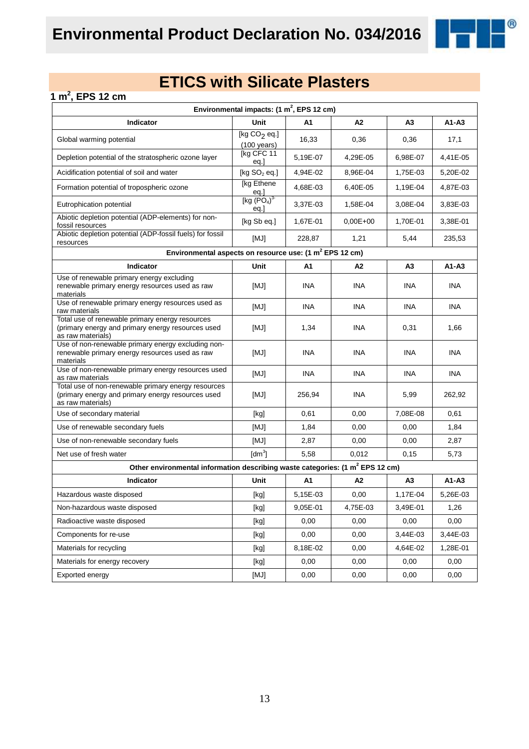# Environmental Product Declaration No. 034/2016

## ETICS with Silicate Plasters

### 1 m$^2$, EPS 12 cm

| Environmental impacts: (1 m$^2$, EPS 12 cm) | | | | | |
|---|---|---|---|---|---|
| **Indicator** | **Unit** | **A1** | **A2** | **A3** | **A1-A3** |
| Global warming potential | [kg $CO_2$ eq.] (100 years) | 16,33 | 0,36 | 0,36 | 17,1 |
| Depletion potential of the stratospheric ozone layer | [kg CFC 11 eq.] | 5,19E-07 | 4,29E-05 | 6,98E-07 | 4,41E-05 |
| Acidification potential of soil and water | [kg $SO_2$ eq.] | 4,94E-02 | 8,96E-04 | 1,75E-03 | 5,20E-02 |
| Formation potential of tropospheric ozone | [kg Ethene eq.] | 4,68E-03 | 6,40E-05 | 1,19E-04 | 4,87E-03 |
| Eutrophication potential | [kg $(PO_4)^{3-}$ eq.] | 3,37E-03 | 1,58E-04 | 3,08E-04 | 3,83E-03 |
| Abiotic depletion potential (ADP-elements) for non-fossil resources | [kg Sb eq.] | 1,67E-01 | 0,00E+00 | 1,70E-01 | 3,38E-01 |
| Abiotic depletion potential (ADP-fossil fuels) for fossil resources | [MJ] | 228,87 | 1,21 | 5,44 | 235,53 |
| **Environmental aspects on resource use: (1 m$^2$ EPS 12 cm)** | | | | | |
| **Indicator** | **Unit** | **A1** | **A2** | **A3** | **A1-A3** |
| Use of renewable primary energy excluding renewable primary energy resources used as raw materials | [MJ] | INA | INA | INA | INA |
| Use of renewable primary energy resources used as raw materials | [MJ] | INA | INA | INA | INA |
| Total use of renewable primary energy resources (primary energy and primary energy resources used as raw materials) | [MJ] | 1,34 | INA | 0,31 | 1,66 |
| Use of non-renewable primary energy excluding non-renewable primary energy resources used as raw materials | [MJ] | INA | INA | INA | INA |
| Use of non-renewable primary energy resources used as raw materials | [MJ] | INA | INA | INA | INA |
| Total use of non-renewable primary energy resources (primary energy and primary energy resources used as raw materials) | [MJ] | 256,94 | INA | 5,99 | 262,92 |
| Use of secondary material | [kg] | 0,61 | 0,00 | 7,08E-08 | 0,61 |
| Use of renewable secondary fuels | [MJ] | 1,84 | 0,00 | 0,00 | 1,84 |
| Use of non-renewable secondary fuels | [MJ] | 2,87 | 0,00 | 0,00 | 2,87 |
| Net use of fresh water | [dm$^3$] | 5,58 | 0,012 | 0,15 | 5,73 |
| **Other environmental information describing waste categories: (1 m$^2$ EPS 12 cm)** | | | | | |
| **Indicator** | **Unit** | **A1** | **A2** | **A3** | **A1-A3** |
| Hazardous waste disposed | [kg] | 5,15E-03 | 0,00 | 1,17E-04 | 5,26E-03 |
| Non-hazardous waste disposed | [kg] | 9,05E-01 | 4,75E-03 | 3,49E-01 | 1,26 |
| Radioactive waste disposed | [kg] | 0,00 | 0,00 | 0,00 | 0,00 |
| Components for re-use | [kg] | 0,00 | 0,00 | 3,44E-03 | 3,44E-03 |
| Materials for recycling | [kg] | 8,18E-02 | 0,00 | 4,64E-02 | 1,28E-01 |
| Materials for energy recovery | [kg] | 0,00 | 0,00 | 0,00 | 0,00 |
| Exported energy | [MJ] | 0,00 | 0,00 | 0,00 | 0,00 |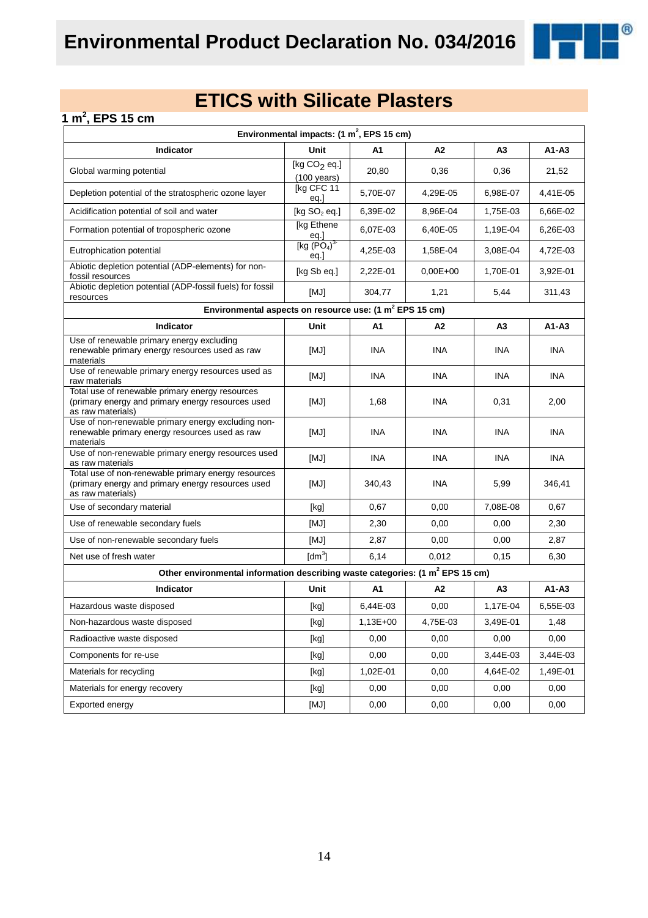# Environmental Product Declaration No. 034/2016

## ETICS with Silicate Plasters

### 1 m$^2$, EPS 15 cm

| Environmental impacts: (1 m$^2$, EPS 15 cm) | | | | | |
|---|---|---|---|---|---|
| **Indicator** | **Unit** | **A1** | **A2** | **A3** | **A1-A3** |
| Global warming potential | [kg $CO_2$ eq.] (100 years) | 20,80 | 0,36 | 0,36 | 21,52 |
| Depletion potential of the stratospheric ozone layer | [kg CFC 11 eq.] | 5,70E-07 | 4,29E-05 | 6,98E-07 | 4,41E-05 |
| Acidification potential of soil and water | [kg $SO_2$ eq.] | 6,39E-02 | 8,96E-04 | 1,75E-03 | 6,66E-02 |
| Formation potential of tropospheric ozone | [kg Ethene eq.] | 6,07E-03 | 6,40E-05 | 1,19E-04 | 6,26E-03 |
| Eutrophication potential | [kg $(PO_4)^{3-}$ eq.] | 4,25E-03 | 1,58E-04 | 3,08E-04 | 4,72E-03 |
| Abiotic depletion potential (ADP-elements) for non-fossil resources | [kg Sb eq.] | 2,22E-01 | 0,00E+00 | 1,70E-01 | 3,92E-01 |
| Abiotic depletion potential (ADP-fossil fuels) for fossil resources | [MJ] | 304,77 | 1,21 | 5,44 | 311,43 |
| **Environmental aspects on resource use: (1 m$^2$ EPS 15 cm)** | | | | | |
| **Indicator** | **Unit** | **A1** | **A2** | **A3** | **A1-A3** |
| Use of renewable primary energy excluding renewable primary energy resources used as raw materials | [MJ] | INA | INA | INA | INA |
| Use of renewable primary energy resources used as raw materials | [MJ] | INA | INA | INA | INA |
| Total use of renewable primary energy resources (primary energy and primary energy resources used as raw materials) | [MJ] | 1,68 | INA | 0,31 | 2,00 |
| Use of non-renewable primary energy excluding non-renewable primary energy resources used as raw materials | [MJ] | INA | INA | INA | INA |
| Use of non-renewable primary energy resources used as raw materials | [MJ] | INA | INA | INA | INA |
| Total use of non-renewable primary energy resources (primary energy and primary energy resources used as raw materials) | [MJ] | 340,43 | INA | 5,99 | 346,41 |
| Use of secondary material | [kg] | 0,67 | 0,00 | 7,08E-08 | 0,67 |
| Use of renewable secondary fuels | [MJ] | 2,30 | 0,00 | 0,00 | 2,30 |
| Use of non-renewable secondary fuels | [MJ] | 2,87 | 0,00 | 0,00 | 2,87 |
| Net use of fresh water | [dm$^3$] | 6,14 | 0,012 | 0,15 | 6,30 |
| **Other environmental information describing waste categories: (1 m$^2$ EPS 15 cm)** | | | | | |
| **Indicator** | **Unit** | **A1** | **A2** | **A3** | **A1-A3** |
| Hazardous waste disposed | [kg] | 6,44E-03 | 0,00 | 1,17E-04 | 6,55E-03 |
| Non-hazardous waste disposed | [kg] | 1,13E+00 | 4,75E-03 | 3,49E-01 | 1,48 |
| Radioactive waste disposed | [kg] | 0,00 | 0,00 | 0,00 | 0,00 |
| Components for re-use | [kg] | 0,00 | 0,00 | 3,44E-03 | 3,44E-03 |
| Materials for recycling | [kg] | 1,02E-01 | 0,00 | 4,64E-02 | 1,49E-01 |
| Materials for energy recovery | [kg] | 0,00 | 0,00 | 0,00 | 0,00 |
| Exported energy | [MJ] | 0,00 | 0,00 | 0,00 | 0,00 |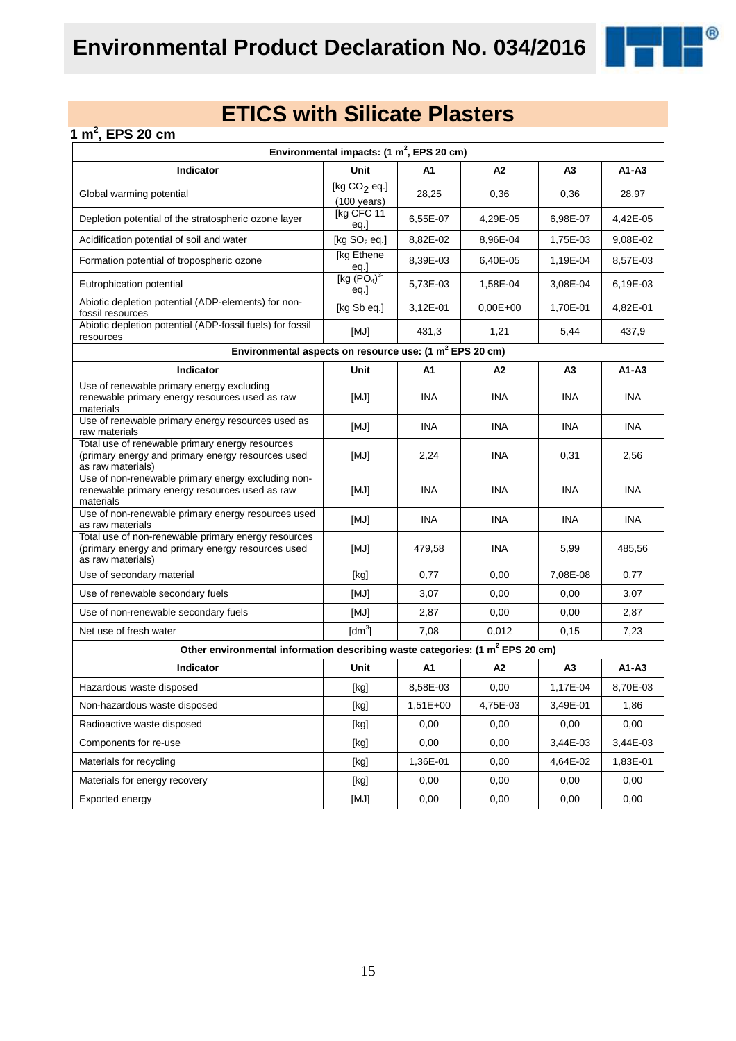# Environmental Product Declaration No. 034/2016

## ETICS with Silicate Plasters

### 1 $m^2$, EPS 20 cm

| Environmental impacts: (1 $m^2$, EPS 20 cm) | | | | | |
|---|---|---|---|---|---|
| **Indicator** | **Unit** | **A1** | **A2** | **A3** | **A1-A3** |
| Global warming potential | [kg $CO_2$ eq.] (100 years) | 28,25 | 0,36 | 0,36 | 28,97 |
| Depletion potential of the stratospheric ozone layer | [kg CFC 11 eq.] | 6,55E-07 | 4,29E-05 | 6,98E-07 | 4,42E-05 |
| Acidification potential of soil and water | [kg $SO_2$ eq.] | 8,82E-02 | 8,96E-04 | 1,75E-03 | 9,08E-02 |
| Formation potential of tropospheric ozone | [kg Ethene eq.] | 8,39E-03 | 6,40E-05 | 1,19E-04 | 8,57E-03 |
| Eutrophication potential | [kg $(PO_4)^{3-}$ eq.] | 5,73E-03 | 1,58E-04 | 3,08E-04 | 6,19E-03 |
| Abiotic depletion potential (ADP-elements) for non-fossil resources | [kg Sb eq.] | 3,12E-01 | 0,00E+00 | 1,70E-01 | 4,82E-01 |
| Abiotic depletion potential (ADP-fossil fuels) for fossil resources | [MJ] | 431,3 | 1,21 | 5,44 | 437,9 |

| Environmental aspects on resource use: (1 $m^2$ EPS 20 cm) | | | | | |
|---|---|---|---|---|---|
| **Indicator** | **Unit** | **A1** | **A2** | **A3** | **A1-A3** |
| Use of renewable primary energy excluding renewable primary energy resources used as raw materials | [MJ] | INA | INA | INA | INA |
| Use of renewable primary energy resources used as raw materials | [MJ] | INA | INA | INA | INA |
| Total use of renewable primary energy resources (primary energy and primary energy resources used as raw materials) | [MJ] | 2,24 | INA | 0,31 | 2,56 |
| Use of non-renewable primary energy excluding non-renewable primary energy resources used as raw materials | [MJ] | INA | INA | INA | INA |
| Use of non-renewable primary energy resources used as raw materials | [MJ] | INA | INA | INA | INA |
| Total use of non-renewable primary energy resources (primary energy and primary energy resources used as raw materials) | [MJ] | 479,58 | INA | 5,99 | 485,56 |
| Use of secondary material | [kg] | 0,77 | 0,00 | 7,08E-08 | 0,77 |
| Use of renewable secondary fuels | [MJ] | 3,07 | 0,00 | 0,00 | 3,07 |
| Use of non-renewable secondary fuels | [MJ] | 2,87 | 0,00 | 0,00 | 2,87 |
| Net use of fresh water | [$dm^3$] | 7,08 | 0,012 | 0,15 | 7,23 |

| Other environmental information describing waste categories: (1 $m^2$ EPS 20 cm) | | | | | |
|---|---|---|---|---|---|
| **Indicator** | **Unit** | **A1** | **A2** | **A3** | **A1-A3** |
| Hazardous waste disposed | [kg] | 8,58E-03 | 0,00 | 1,17E-04 | 8,70E-03 |
| Non-hazardous waste disposed | [kg] | 1,51E+00 | 4,75E-03 | 3,49E-01 | 1,86 |
| Radioactive waste disposed | [kg] | 0,00 | 0,00 | 0,00 | 0,00 |
| Components for re-use | [kg] | 0,00 | 0,00 | 3,44E-03 | 3,44E-03 |
| Materials for recycling | [kg] | 1,36E-01 | 0,00 | 4,64E-02 | 1,83E-01 |
| Materials for energy recovery | [kg] | 0,00 | 0,00 | 0,00 | 0,00 |
| Exported energy | [MJ] | 0,00 | 0,00 | 0,00 | 0,00 |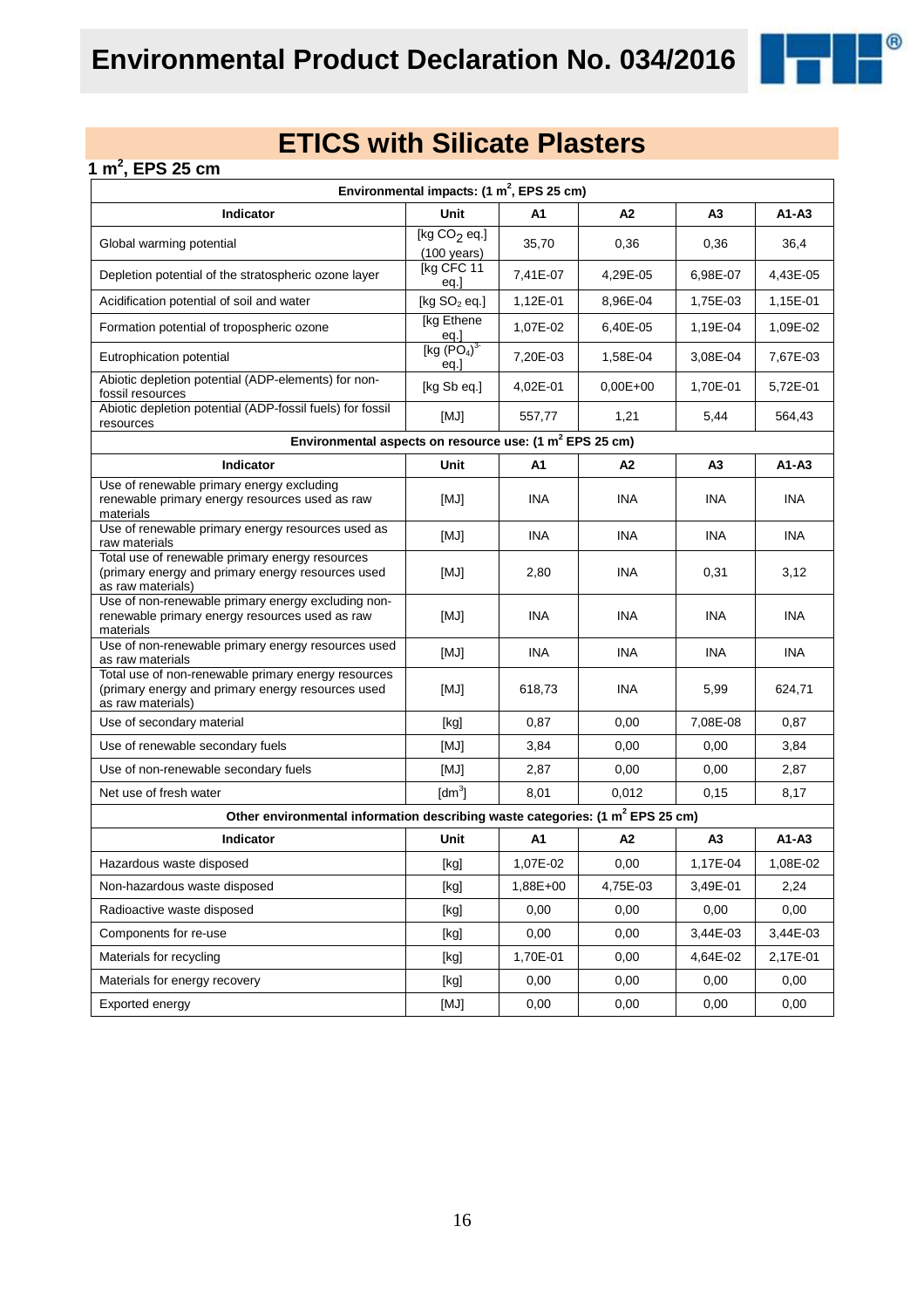# ETICS with Silicate Plasters

## 1 $m^2$, EPS 25 cm

| Environmental impacts: (1 $m^2$, EPS 25 cm) | | | | | |
|---|---|---|---|---|---|
| **Indicator** | **Unit** | **A1** | **A2** | **A3** | **A1-A3** |
| Global warming potential | [kg $CO_2$ eq.] (100 years) | 35,70 | 0,36 | 0,36 | 36,4 |
| Depletion potential of the stratospheric ozone layer | [kg CFC 11 eq.] | 7,41E-07 | 4,29E-05 | 6,98E-07 | 4,43E-05 |
| Acidification potential of soil and water | [kg $SO_2$ eq.] | 1,12E-01 | 8,96E-04 | 1,75E-03 | 1,15E-01 |
| Formation potential of tropospheric ozone | [kg Ethene eq.] | 1,07E-02 | 6,40E-05 | 1,19E-04 | 1,09E-02 |
| Eutrophication potential | [kg $(PO_4)^{3-}$ eq.] | 7,20E-03 | 1,58E-04 | 3,08E-04 | 7,67E-03 |
| Abiotic depletion potential (ADP-elements) for non-fossil resources | [kg Sb eq.] | 4,02E-01 | 0,00E+00 | 1,70E-01 | 5,72E-01 |
| Abiotic depletion potential (ADP-fossil fuels) for fossil resources | [MJ] | 557,77 | 1,21 | 5,44 | 564,43 |
| **Environmental aspects on resource use: (1 $m^2$ EPS 25 cm)** | | | | | |
| **Indicator** | **Unit** | **A1** | **A2** | **A3** | **A1-A3** |
| Use of renewable primary energy excluding renewable primary energy resources used as raw materials | [MJ] | INA | INA | INA | INA |
| Use of renewable primary energy resources used as raw materials | [MJ] | INA | INA | INA | INA |
| Total use of renewable primary energy resources (primary energy and primary energy resources used as raw materials) | [MJ] | 2,80 | INA | 0,31 | 3,12 |
| Use of non-renewable primary energy excluding non-renewable primary energy resources used as raw materials | [MJ] | INA | INA | INA | INA |
| Use of non-renewable primary energy resources used as raw materials | [MJ] | INA | INA | INA | INA |
| Total use of non-renewable primary energy resources (primary energy and primary energy resources used as raw materials) | [MJ] | 618,73 | INA | 5,99 | 624,71 |
| Use of secondary material | [kg] | 0,87 | 0,00 | 7,08E-08 | 0,87 |
| Use of renewable secondary fuels | [MJ] | 3,84 | 0,00 | 0,00 | 3,84 |
| Use of non-renewable secondary fuels | [MJ] | 2,87 | 0,00 | 0,00 | 2,87 |
| Net use of fresh water | [$dm^3$] | 8,01 | 0,012 | 0,15 | 8,17 |
| **Other environmental information describing waste categories: (1 $m^2$ EPS 25 cm)** | | | | | |
| **Indicator** | **Unit** | **A1** | **A2** | **A3** | **A1-A3** |
| Hazardous waste disposed | [kg] | 1,07E-02 | 0,00 | 1,17E-04 | 1,08E-02 |
| Non-hazardous waste disposed | [kg] | 1,88E+00 | 4,75E-03 | 3,49E-01 | 2,24 |
| Radioactive waste disposed | [kg] | 0,00 | 0,00 | 0,00 | 0,00 |
| Components for re-use | [kg] | 0,00 | 0,00 | 3,44E-03 | 3,44E-03 |
| Materials for recycling | [kg] | 1,70E-01 | 0,00 | 4,64E-02 | 2,17E-01 |
| Materials for energy recovery | [kg] | 0,00 | 0,00 | 0,00 | 0,00 |
| Exported energy | [MJ] | 0,00 | 0,00 | 0,00 | 0,00 |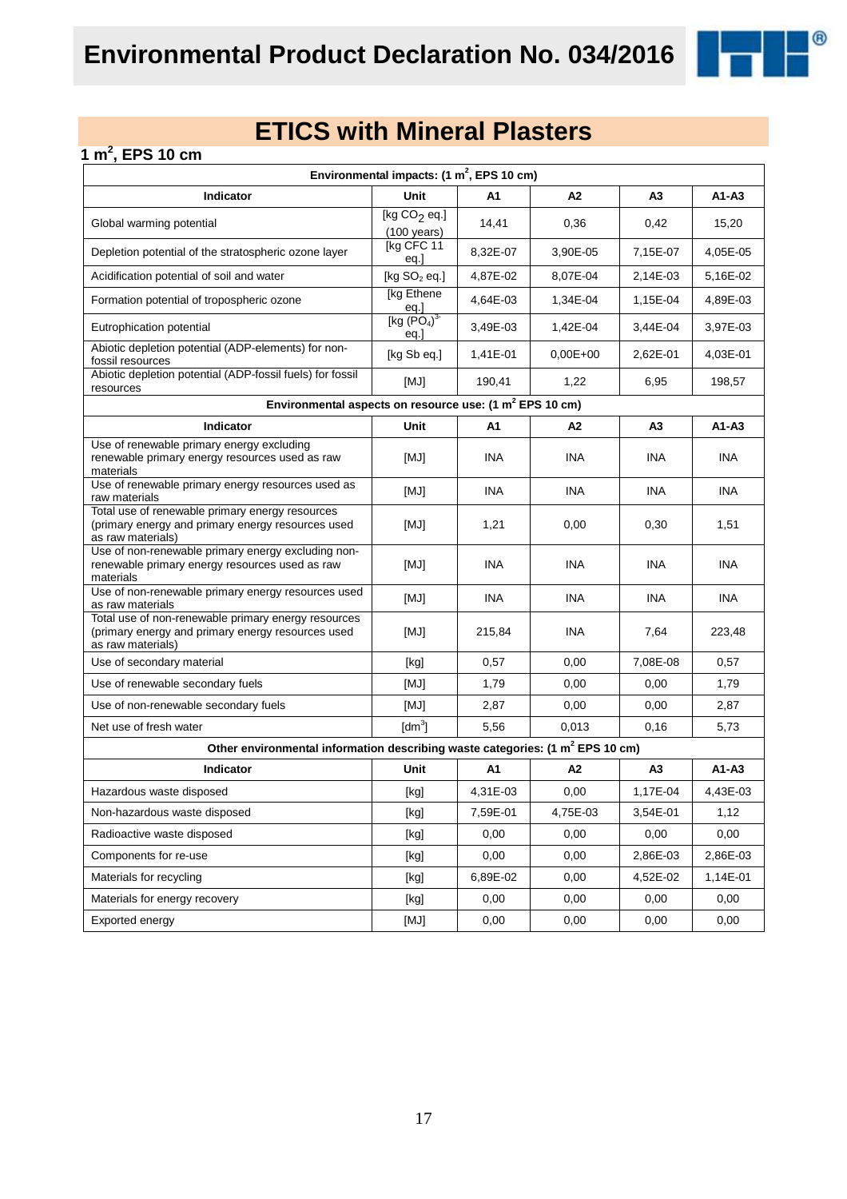# ETICS with Mineral Plasters

## 1 $m^2$, EPS 10 cm

| Environmental impacts: (1 $m^2$, EPS 10 cm) | | | | | |
|---|---|---|---|---|---|
| **Indicator** | **Unit** | **A1** | **A2** | **A3** | **A1-A3** |
| Global warming potential | [kg $CO_2$ eq.] (100 years) | 14,41 | 0,36 | 0,42 | 15,20 |
| Depletion potential of the stratospheric ozone layer | [kg CFC 11 eq.] | 8,32E-07 | 3,90E-05 | 7,15E-07 | 4,05E-05 |
| Acidification potential of soil and water | [kg $SO_2$ eq.] | 4,87E-02 | 8,07E-04 | 2,14E-03 | 5,16E-02 |
| Formation potential of tropospheric ozone | [kg Ethene eq.] | 4,64E-03 | 1,34E-04 | 1,15E-04 | 4,89E-03 |
| Eutrophication potential | [kg $(PO_4)^{3-}$ eq.] | 3,49E-03 | 1,42E-04 | 3,44E-04 | 3,97E-03 |
| Abiotic depletion potential (ADP-elements) for non-fossil resources | [kg Sb eq.] | 1,41E-01 | 0,00E+00 | 2,62E-01 | 4,03E-01 |
| Abiotic depletion potential (ADP-fossil fuels) for fossil resources | [MJ] | 190,41 | 1,22 | 6,95 | 198,57 |
| **Environmental aspects on resource use: (1 $m^2$ EPS 10 cm)** | | | | | |
| **Indicator** | **Unit** | **A1** | **A2** | **A3** | **A1-A3** |
| Use of renewable primary energy excluding renewable primary energy resources used as raw materials | [MJ] | INA | INA | INA | INA |
| Use of renewable primary energy resources used as raw materials | [MJ] | INA | INA | INA | INA |
| Total use of renewable primary energy resources (primary energy and primary energy resources used as raw materials) | [MJ] | 1,21 | 0,00 | 0,30 | 1,51 |
| Use of non-renewable primary energy excluding non-renewable primary energy resources used as raw materials | [MJ] | INA | INA | INA | INA |
| Use of non-renewable primary energy resources used as raw materials | [MJ] | INA | INA | INA | INA |
| Total use of non-renewable primary energy resources (primary energy and primary energy resources used as raw materials) | [MJ] | 215,84 | INA | 7,64 | 223,48 |
| Use of secondary material | [kg] | 0,57 | 0,00 | 7,08E-08 | 0,57 |
| Use of renewable secondary fuels | [MJ] | 1,79 | 0,00 | 0,00 | 1,79 |
| Use of non-renewable secondary fuels | [MJ] | 2,87 | 0,00 | 0,00 | 2,87 |
| Net use of fresh water | [$dm^3$] | 5,56 | 0,013 | 0,16 | 5,73 |
| **Other environmental information describing waste categories: (1 $m^2$ EPS 10 cm)** | | | | | |
| **Indicator** | **Unit** | **A1** | **A2** | **A3** | **A1-A3** |
| Hazardous waste disposed | [kg] | 4,31E-03 | 0,00 | 1,17E-04 | 4,43E-03 |
| Non-hazardous waste disposed | [kg] | 7,59E-01 | 4,75E-03 | 3,54E-01 | 1,12 |
| Radioactive waste disposed | [kg] | 0,00 | 0,00 | 0,00 | 0,00 |
| Components for re-use | [kg] | 0,00 | 0,00 | 2,86E-03 | 2,86E-03 |
| Materials for recycling | [kg] | 6,89E-02 | 0,00 | 4,52E-02 | 1,14E-01 |
| Materials for energy recovery | [kg] | 0,00 | 0,00 | 0,00 | 0,00 |
| Exported energy | [MJ] | 0,00 | 0,00 | 0,00 | 0,00 |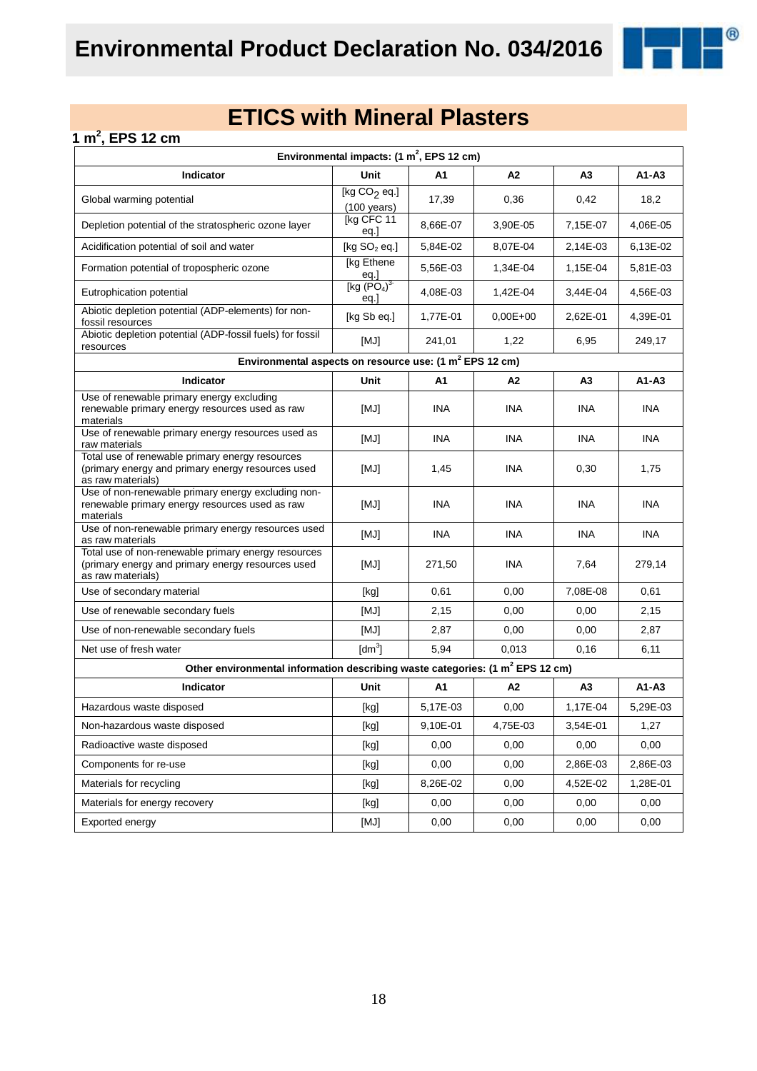# ETICS with Mineral Plasters

## 1 $m^2$, EPS 12 cm

| Environmental impacts: (1 $m^2$, EPS 12 cm) | | | | | |
|---|---|---|---|---|---|
| **Indicator** | **Unit** | **A1** | **A2** | **A3** | **A1-A3** |
| Global warming potential | [kg $CO_2$ eq.] (100 years) | 17,39 | 0,36 | 0,42 | 18,2 |
| Depletion potential of the stratospheric ozone layer | [kg CFC 11 eq.] | 8,66E-07 | 3,90E-05 | 7,15E-07 | 4,06E-05 |
| Acidification potential of soil and water | [kg $SO_2$ eq.] | 5,84E-02 | 8,07E-04 | 2,14E-03 | 6,13E-02 |
| Formation potential of tropospheric ozone | [kg Ethene eq.] | 5,56E-03 | 1,34E-04 | 1,15E-04 | 5,81E-03 |
| Eutrophication potential | [kg $(PO_4)^{3-}$ eq.] | 4,08E-03 | 1,42E-04 | 3,44E-04 | 4,56E-03 |
| Abiotic depletion potential (ADP-elements) for non-fossil resources | [kg Sb eq.] | 1,77E-01 | 0,00E+00 | 2,62E-01 | 4,39E-01 |
| Abiotic depletion potential (ADP-fossil fuels) for fossil resources | [MJ] | 241,01 | 1,22 | 6,95 | 249,17 |
| **Environmental aspects on resource use: (1 $m^2$ EPS 12 cm)** | | | | | |
| **Indicator** | **Unit** | **A1** | **A2** | **A3** | **A1-A3** |
| Use of renewable primary energy excluding renewable primary energy resources used as raw materials | [MJ] | INA | INA | INA | INA |
| Use of renewable primary energy resources used as raw materials | [MJ] | INA | INA | INA | INA |
| Total use of renewable primary energy resources (primary energy and primary energy resources used as raw materials) | [MJ] | 1,45 | INA | 0,30 | 1,75 |
| Use of non-renewable primary energy excluding non-renewable primary energy resources used as raw materials | [MJ] | INA | INA | INA | INA |
| Use of non-renewable primary energy resources used as raw materials | [MJ] | INA | INA | INA | INA |
| Total use of non-renewable primary energy resources (primary energy and primary energy resources used as raw materials) | [MJ] | 271,50 | INA | 7,64 | 279,14 |
| Use of secondary material | [kg] | 0,61 | 0,00 | 7,08E-08 | 0,61 |
| Use of renewable secondary fuels | [MJ] | 2,15 | 0,00 | 0,00 | 2,15 |
| Use of non-renewable secondary fuels | [MJ] | 2,87 | 0,00 | 0,00 | 2,87 |
| Net use of fresh water | [$dm^3$] | 5,94 | 0,013 | 0,16 | 6,11 |
| **Other environmental information describing waste categories: (1 $m^2$ EPS 12 cm)** | | | | | |
| **Indicator** | **Unit** | **A1** | **A2** | **A3** | **A1-A3** |
| Hazardous waste disposed | [kg] | 5,17E-03 | 0,00 | 1,17E-04 | 5,29E-03 |
| Non-hazardous waste disposed | [kg] | 9,10E-01 | 4,75E-03 | 3,54E-01 | 1,27 |
| Radioactive waste disposed | [kg] | 0,00 | 0,00 | 0,00 | 0,00 |
| Components for re-use | [kg] | 0,00 | 0,00 | 2,86E-03 | 2,86E-03 |
| Materials for recycling | [kg] | 8,26E-02 | 0,00 | 4,52E-02 | 1,28E-01 |
| Materials for energy recovery | [kg] | 0,00 | 0,00 | 0,00 | 0,00 |
| Exported energy | [MJ] | 0,00 | 0,00 | 0,00 | 0,00 |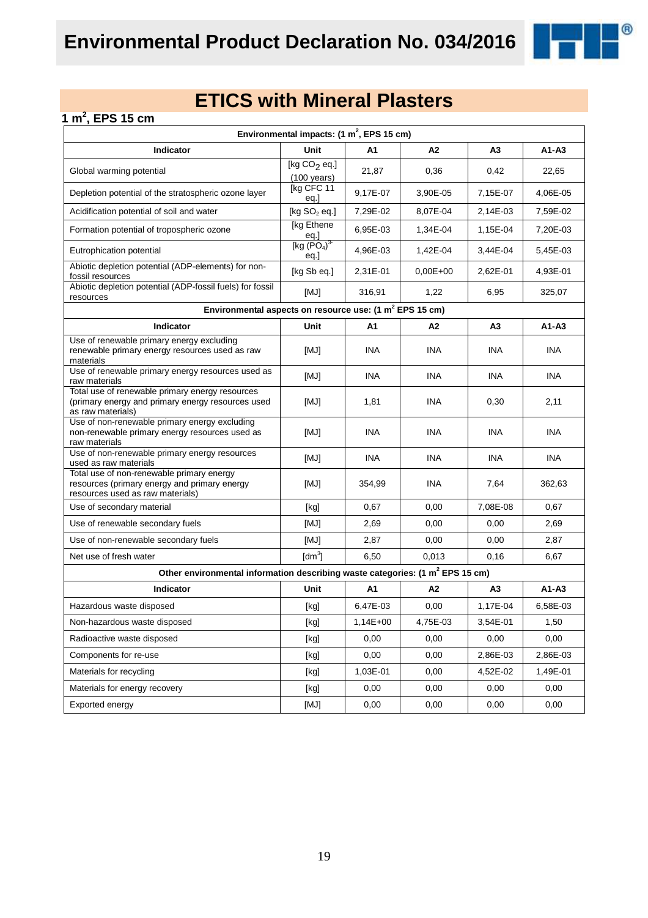# ETICS with Mineral Plasters

## 1 m$^2$, EPS 15 cm

| Environmental impacts: (1 m$^2$, EPS 15 cm) | | | | | |
|---|---|---|---|---|---|
| **Indicator** | **Unit** | **A1** | **A2** | **A3** | **A1-A3** |
| Global warming potential | [kg $CO_2$ eq.] (100 years) | 21,87 | 0,36 | 0,42 | 22,65 |
| Depletion potential of the stratospheric ozone layer | [kg CFC 11 eq.] | 9,17E-07 | 3,90E-05 | 7,15E-07 | 4,06E-05 |
| Acidification potential of soil and water | [kg $SO_2$ eq.] | 7,29E-02 | 8,07E-04 | 2,14E-03 | 7,59E-02 |
| Formation potential of tropospheric ozone | [kg Ethene eq.] | 6,95E-03 | 1,34E-04 | 1,15E-04 | 7,20E-03 |
| Eutrophication potential | [kg $(PO_4)^{3-}$ eq.] | 4,96E-03 | 1,42E-04 | 3,44E-04 | 5,45E-03 |
| Abiotic depletion potential (ADP-elements) for non-fossil resources | [kg Sb eq.] | 2,31E-01 | 0,00E+00 | 2,62E-01 | 4,93E-01 |
| Abiotic depletion potential (ADP-fossil fuels) for fossil resources | [MJ] | 316,91 | 1,22 | 6,95 | 325,07 |

| Environmental aspects on resource use: (1 m$^2$ EPS 15 cm) | | | | | |
|---|---|---|---|---|---|
| **Indicator** | **Unit** | **A1** | **A2** | **A3** | **A1-A3** |
| Use of renewable primary energy excluding renewable primary energy resources used as raw materials | [MJ] | INA | INA | INA | INA |
| Use of renewable primary energy resources used as raw materials | [MJ] | INA | INA | INA | INA |
| Total use of renewable primary energy resources (primary energy and primary energy resources used as raw materials) | [MJ] | 1,81 | INA | 0,30 | 2,11 |
| Use of non-renewable primary energy excluding non-renewable primary energy resources used as raw materials | [MJ] | INA | INA | INA | INA |
| Use of non-renewable primary energy resources used as raw materials | [MJ] | INA | INA | INA | INA |
| Total use of non-renewable primary energy resources (primary energy and primary energy resources used as raw materials) | [MJ] | 354,99 | INA | 7,64 | 362,63 |
| Use of secondary material | [kg] | 0,67 | 0,00 | 7,08E-08 | 0,67 |
| Use of renewable secondary fuels | [MJ] | 2,69 | 0,00 | 0,00 | 2,69 |
| Use of non-renewable secondary fuels | [MJ] | 2,87 | 0,00 | 0,00 | 2,87 |
| Net use of fresh water | [dm$^3$] | 6,50 | 0,013 | 0,16 | 6,67 |

| Other environmental information describing waste categories: (1 m$^2$ EPS 15 cm) | | | | | |
|---|---|---|---|---|---|
| **Indicator** | **Unit** | **A1** | **A2** | **A3** | **A1-A3** |
| Hazardous waste disposed | [kg] | 6,47E-03 | 0,00 | 1,17E-04 | 6,58E-03 |
| Non-hazardous waste disposed | [kg] | 1,14E+00 | 4,75E-03 | 3,54E-01 | 1,50 |
| Radioactive waste disposed | [kg] | 0,00 | 0,00 | 0,00 | 0,00 |
| Components for re-use | [kg] | 0,00 | 0,00 | 2,86E-03 | 2,86E-03 |
| Materials for recycling | [kg] | 1,03E-01 | 0,00 | 4,52E-02 | 1,49E-01 |
| Materials for energy recovery | [kg] | 0,00 | 0,00 | 0,00 | 0,00 |
| Exported energy | [MJ] | 0,00 | 0,00 | 0,00 | 0,00 |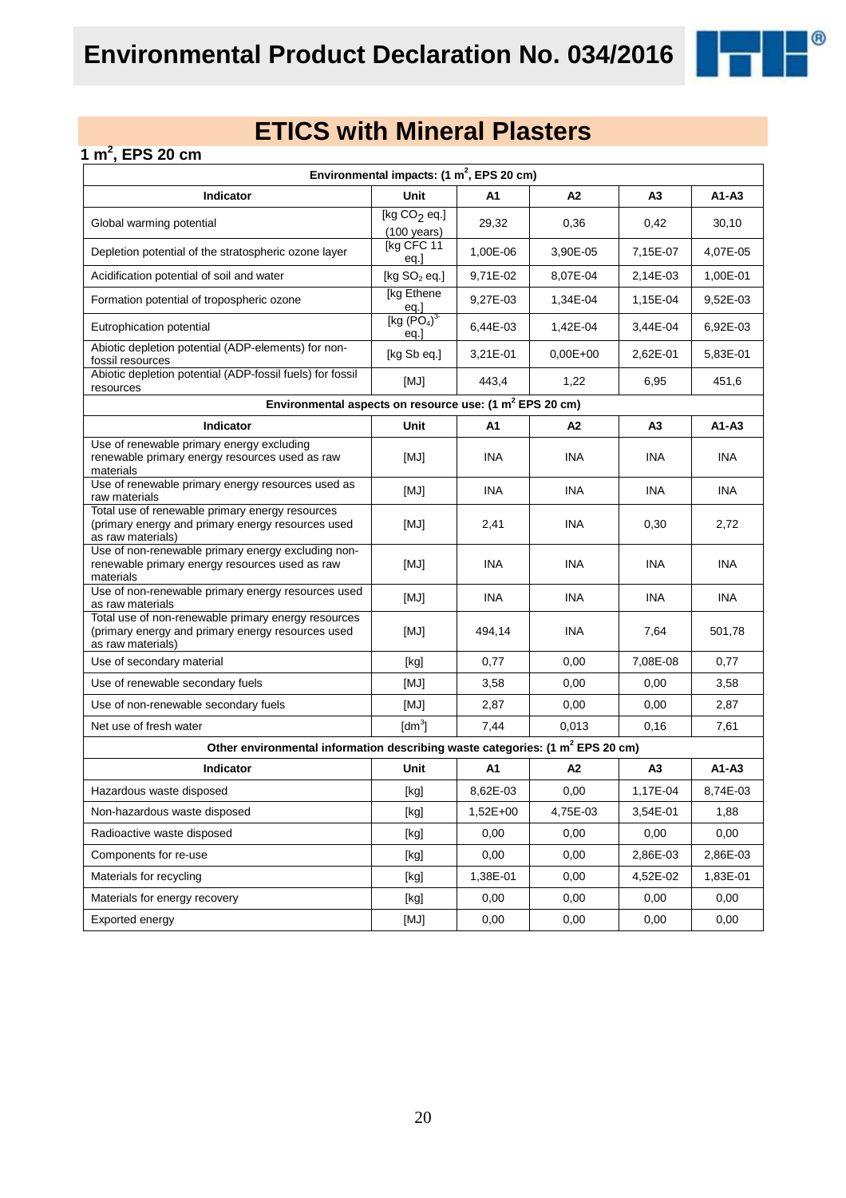# Environmental Product Declaration No. 034/2016

## ETICS with Mineral Plasters

### 1 $m^2$, EPS 20 cm

| Environmental impacts: (1 $m^2$, EPS 20 cm) | | | | | |
|---|---|---|---|---|---|
| **Indicator** | **Unit** | **A1** | **A2** | **A3** | **A1-A3** |
| Global warming potential | [kg $CO_2$ eq.] (100 years) | 29,32 | 0,36 | 0,42 | 30,10 |
| Depletion potential of the stratospheric ozone layer | [kg CFC 11 eq.] | 1,00E-06 | 3,90E-05 | 7,15E-07 | 4,07E-05 |
| Acidification potential of soil and water | [kg $SO_2$ eq.] | 9,71E-02 | 8,07E-04 | 2,14E-03 | 1,00E-01 |
| Formation potential of tropospheric ozone | [kg Ethene eq.] | 9,27E-03 | 1,34E-04 | 1,15E-04 | 9,52E-03 |
| Eutrophication potential | [kg $(PO_4)^{3-}$ eq.] | 6,44E-03 | 1,42E-04 | 3,44E-04 | 6,92E-03 |
| Abiotic depletion potential (ADP-elements) for non-fossil resources | [kg Sb eq.] | 3,21E-01 | 0,00E+00 | 2,62E-01 | 5,83E-01 |
| Abiotic depletion potential (ADP-fossil fuels) for fossil resources | [MJ] | 443,4 | 1,22 | 6,95 | 451,6 |
| **Environmental aspects on resource use: (1 $m^2$ EPS 20 cm)** | | | | | |
| **Indicator** | **Unit** | **A1** | **A2** | **A3** | **A1-A3** |
| Use of renewable primary energy excluding renewable primary energy resources used as raw materials | [MJ] | INA | INA | INA | INA |
| Use of renewable primary energy resources used as raw materials | [MJ] | INA | INA | INA | INA |
| Total use of renewable primary energy resources (primary energy and primary energy resources used as raw materials) | [MJ] | 2,41 | INA | 0,30 | 2,72 |
| Use of non-renewable primary energy excluding non-renewable primary energy resources used as raw materials | [MJ] | INA | INA | INA | INA |
| Use of non-renewable primary energy resources used as raw materials | [MJ] | INA | INA | INA | INA |
| Total use of non-renewable primary energy resources (primary energy and primary energy resources used as raw materials) | [MJ] | 494,14 | INA | 7,64 | 501,78 |
| Use of secondary material | [kg] | 0,77 | 0,00 | 7,08E-08 | 0,77 |
| Use of renewable secondary fuels | [MJ] | 3,58 | 0,00 | 0,00 | 3,58 |
| Use of non-renewable secondary fuels | [MJ] | 2,87 | 0,00 | 0,00 | 2,87 |
| Net use of fresh water | [$dm^3$] | 7,44 | 0,013 | 0,16 | 7,61 |
| **Other environmental information describing waste categories: (1 $m^2$ EPS 20 cm)** | | | | | |
| **Indicator** | **Unit** | **A1** | **A2** | **A3** | **A1-A3** |
| Hazardous waste disposed | [kg] | 8,62E-03 | 0,00 | 1,17E-04 | 8,74E-03 |
| Non-hazardous waste disposed | [kg] | 1,52E+00 | 4,75E-03 | 3,54E-01 | 1,88 |
| Radioactive waste disposed | [kg] | 0,00 | 0,00 | 0,00 | 0,00 |
| Components for re-use | [kg] | 0,00 | 0,00 | 2,86E-03 | 2,86E-03 |
| Materials for recycling | [kg] | 1,38E-01 | 0,00 | 4,52E-02 | 1,83E-01 |
| Materials for energy recovery | [kg] | 0,00 | 0,00 | 0,00 | 0,00 |
| Exported energy | [MJ] | 0,00 | 0,00 | 0,00 | 0,00 |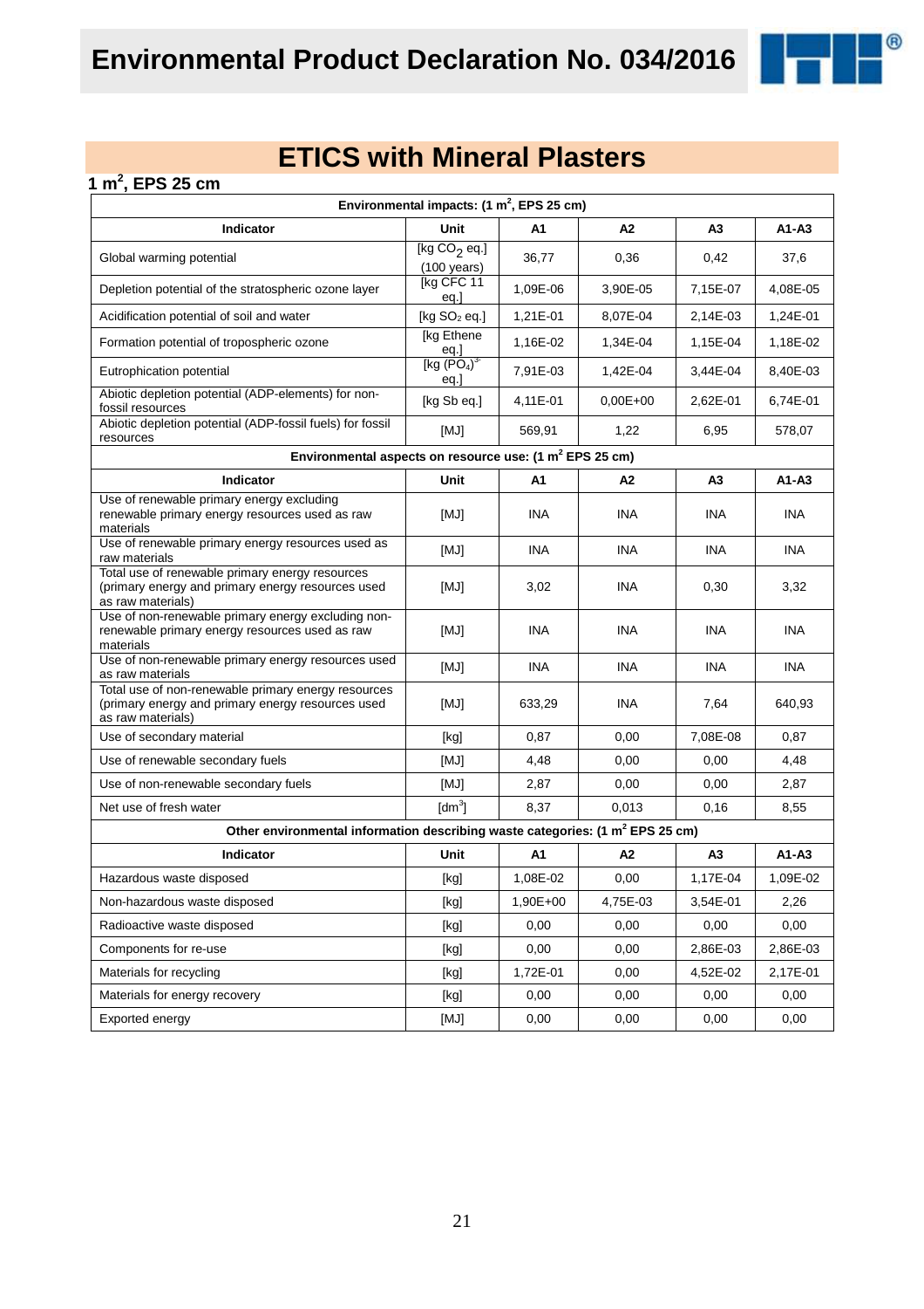# Environmental Product Declaration No. 034/2016

## ETICS with Mineral Plasters

### 1 m$^2$, EPS 25 cm

| Environmental impacts: (1 m$^2$, EPS 25 cm) | | | | | |
|---|---|---|---|---|---|
| **Indicator** | **Unit** | **A1** | **A2** | **A3** | **A1-A3** |
| Global warming potential | [kg $CO_2$ eq.] (100 years) | 36,77 | 0,36 | 0,42 | 37,6 |
| Depletion potential of the stratospheric ozone layer | [kg CFC 11 eq.] | 1,09E-06 | 3,90E-05 | 7,15E-07 | 4,08E-05 |
| Acidification potential of soil and water | [kg $SO_2$ eq.] | 1,21E-01 | 8,07E-04 | 2,14E-03 | 1,24E-01 |
| Formation potential of tropospheric ozone | [kg Ethene eq.] | 1,16E-02 | 1,34E-04 | 1,15E-04 | 1,18E-02 |
| Eutrophication potential | [kg $(PO_4)^{3-}$ eq.] | 7,91E-03 | 1,42E-04 | 3,44E-04 | 8,40E-03 |
| Abiotic depletion potential (ADP-elements) for non-fossil resources | [kg Sb eq.] | 4,11E-01 | 0,00E+00 | 2,62E-01 | 6,74E-01 |
| Abiotic depletion potential (ADP-fossil fuels) for fossil resources | [MJ] | 569,91 | 1,22 | 6,95 | 578,07 |
| **Environmental aspects on resource use: (1 m$^2$ EPS 25 cm)** | | | | | |
| **Indicator** | **Unit** | **A1** | **A2** | **A3** | **A1-A3** |
| Use of renewable primary energy excluding renewable primary energy resources used as raw materials | [MJ] | INA | INA | INA | INA |
| Use of renewable primary energy resources used as raw materials | [MJ] | INA | INA | INA | INA |
| Total use of renewable primary energy resources (primary energy and primary energy resources used as raw materials) | [MJ] | 3,02 | INA | 0,30 | 3,32 |
| Use of non-renewable primary energy excluding non-renewable primary energy resources used as raw materials | [MJ] | INA | INA | INA | INA |
| Use of non-renewable primary energy resources used as raw materials | [MJ] | INA | INA | INA | INA |
| Total use of non-renewable primary energy resources (primary energy and primary energy resources used as raw materials) | [MJ] | 633,29 | INA | 7,64 | 640,93 |
| Use of secondary material | [kg] | 0,87 | 0,00 | 7,08E-08 | 0,87 |
| Use of renewable secondary fuels | [MJ] | 4,48 | 0,00 | 0,00 | 4,48 |
| Use of non-renewable secondary fuels | [MJ] | 2,87 | 0,00 | 0,00 | 2,87 |
| Net use of fresh water | [dm$^3$] | 8,37 | 0,013 | 0,16 | 8,55 |
| **Other environmental information describing waste categories: (1 m$^2$ EPS 25 cm)** | | | | | |
| **Indicator** | **Unit** | **A1** | **A2** | **A3** | **A1-A3** |
| Hazardous waste disposed | [kg] | 1,08E-02 | 0,00 | 1,17E-04 | 1,09E-02 |
| Non-hazardous waste disposed | [kg] | 1,90E+00 | 4,75E-03 | 3,54E-01 | 2,26 |
| Radioactive waste disposed | [kg] | 0,00 | 0,00 | 0,00 | 0,00 |
| Components for re-use | [kg] | 0,00 | 0,00 | 2,86E-03 | 2,86E-03 |
| Materials for recycling | [kg] | 1,72E-01 | 0,00 | 4,52E-02 | 2,17E-01 |
| Materials for energy recovery | [kg] | 0,00 | 0,00 | 0,00 | 0,00 |
| Exported energy | [MJ] | 0,00 | 0,00 | 0,00 | 0,00 |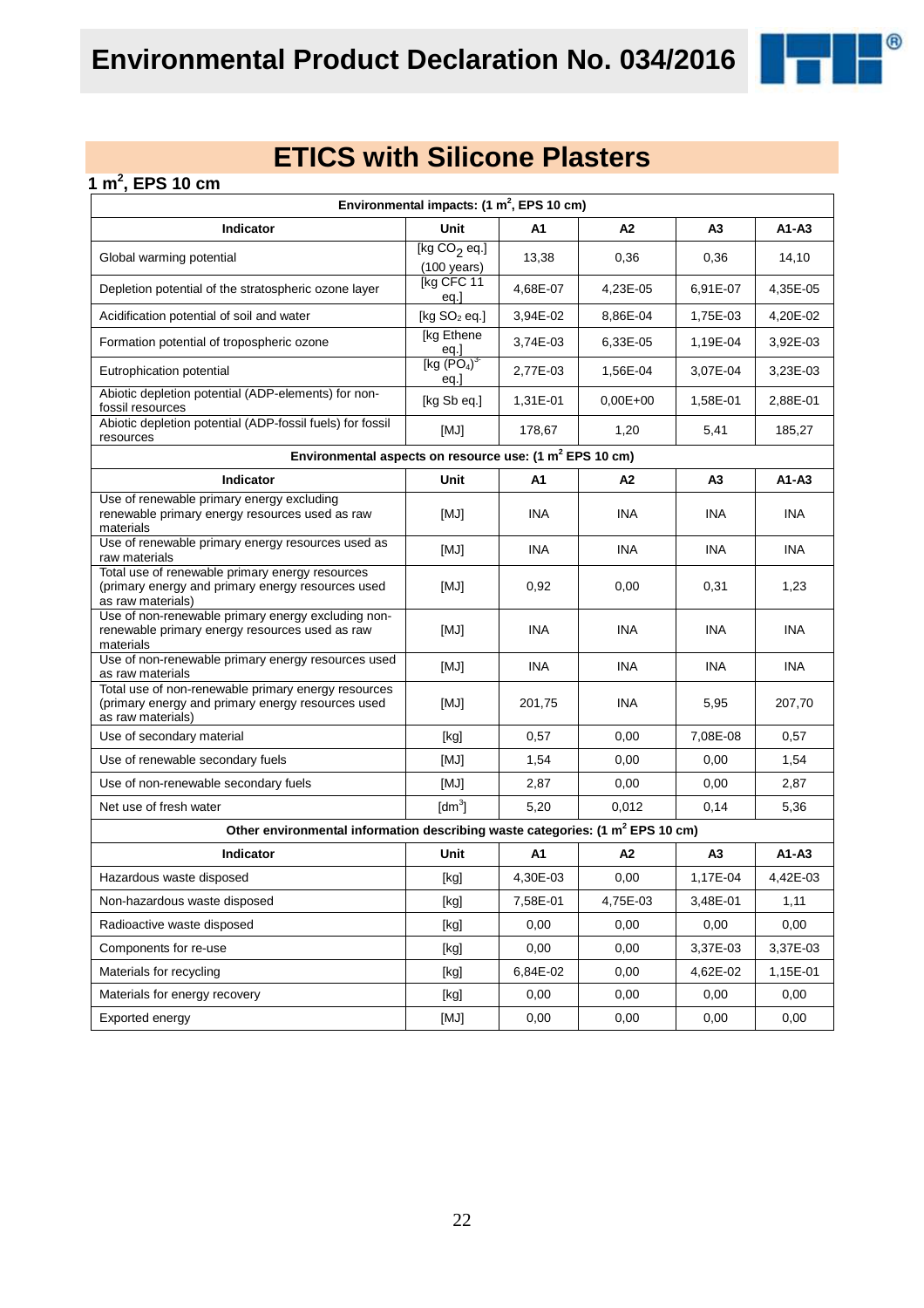# Environmental Product Declaration No. 034/2016

## ETICS with Silicone Plasters

**1 m², EPS 10 cm**

| Environmental impacts: (1 m², EPS 10 cm) | | | | | |
|---|---|---|---|---|---|
| **Indicator** | **Unit** | **A1** | **A2** | **A3** | **A1-A3** |
| Global warming potential | [kg $CO_2$ eq.] (100 years) | 13,38 | 0,36 | 0,36 | 14,10 |
| Depletion potential of the stratospheric ozone layer | [kg CFC 11 eq.] | 4,68E-07 | 4,23E-05 | 6,91E-07 | 4,35E-05 |
| Acidification potential of soil and water | [kg $SO_2$ eq.] | 3,94E-02 | 8,86E-04 | 1,75E-03 | 4,20E-02 |
| Formation potential of tropospheric ozone | [kg Ethene eq.] | 3,74E-03 | 6,33E-05 | 1,19E-04 | 3,92E-03 |
| Eutrophication potential | [kg $(PO_4)^{3-}$ eq.] | 2,77E-03 | 1,56E-04 | 3,07E-04 | 3,23E-03 |
| Abiotic depletion potential (ADP-elements) for non-fossil resources | [kg Sb eq.] | 1,31E-01 | 0,00E+00 | 1,58E-01 | 2,88E-01 |
| Abiotic depletion potential (ADP-fossil fuels) for fossil resources | [MJ] | 178,67 | 1,20 | 5,41 | 185,27 |
| **Environmental aspects on resource use: (1 m² EPS 10 cm)** | | | | | |
| **Indicator** | **Unit** | **A1** | **A2** | **A3** | **A1-A3** |
| Use of renewable primary energy excluding renewable primary energy resources used as raw materials | [MJ] | INA | INA | INA | INA |
| Use of renewable primary energy resources used as raw materials | [MJ] | INA | INA | INA | INA |
| Total use of renewable primary energy resources (primary energy and primary energy resources used as raw materials) | [MJ] | 0,92 | 0,00 | 0,31 | 1,23 |
| Use of non-renewable primary energy excluding non-renewable primary energy resources used as raw materials | [MJ] | INA | INA | INA | INA |
| Use of non-renewable primary energy resources used as raw materials | [MJ] | INA | INA | INA | INA |
| Total use of non-renewable primary energy resources (primary energy and primary energy resources used as raw materials) | [MJ] | 201,75 | INA | 5,95 | 207,70 |
| Use of secondary material | [kg] | 0,57 | 0,00 | 7,08E-08 | 0,57 |
| Use of renewable secondary fuels | [MJ] | 1,54 | 0,00 | 0,00 | 1,54 |
| Use of non-renewable secondary fuels | [MJ] | 2,87 | 0,00 | 0,00 | 2,87 |
| Net use of fresh water | [dm³] | 5,20 | 0,012 | 0,14 | 5,36 |
| **Other environmental information describing waste categories: (1 m² EPS 10 cm)** | | | | | |
| **Indicator** | **Unit** | **A1** | **A2** | **A3** | **A1-A3** |
| Hazardous waste disposed | [kg] | 4,30E-03 | 0,00 | 1,17E-04 | 4,42E-03 |
| Non-hazardous waste disposed | [kg] | 7,58E-01 | 4,75E-03 | 3,48E-01 | 1,11 |
| Radioactive waste disposed | [kg] | 0,00 | 0,00 | 0,00 | 0,00 |
| Components for re-use | [kg] | 0,00 | 0,00 | 3,37E-03 | 3,37E-03 |
| Materials for recycling | [kg] | 6,84E-02 | 0,00 | 4,62E-02 | 1,15E-01 |
| Materials for energy recovery | [kg] | 0,00 | 0,00 | 0,00 | 0,00 |
| Exported energy | [MJ] | 0,00 | 0,00 | 0,00 | 0,00 |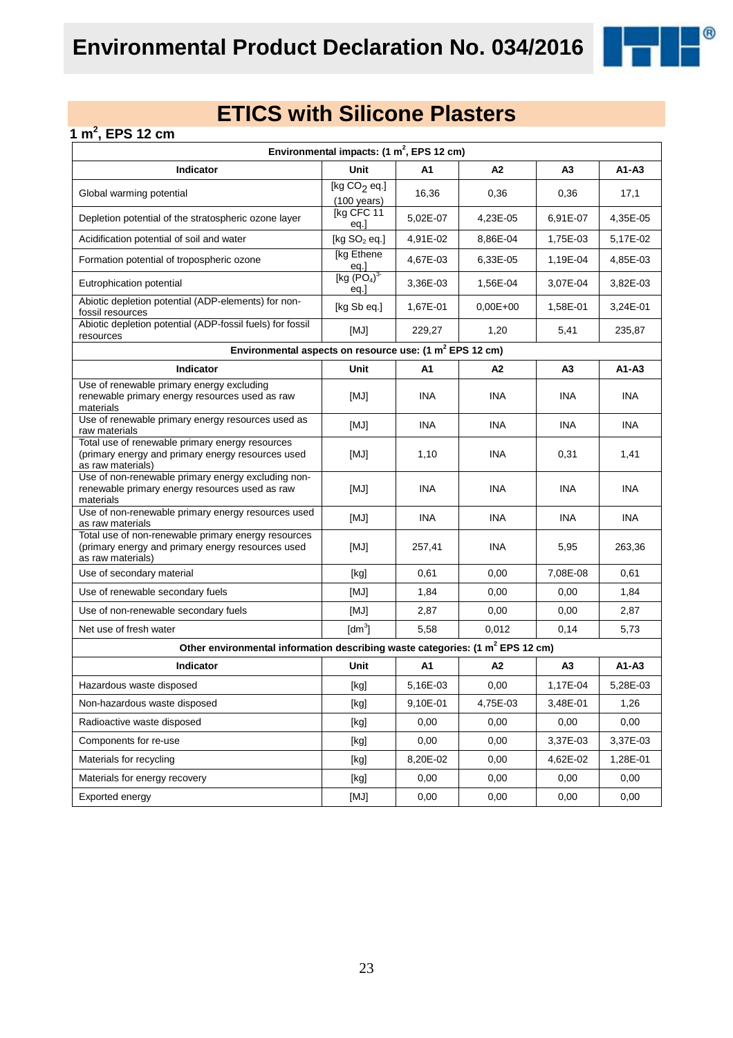# Environmental Product Declaration No. 034/2016

## ETICS with Silicone Plasters

### 1 m$^2$, EPS 12 cm

| Environmental impacts: (1 m$^2$, EPS 12 cm) | | | | | |
|---|---|---|---|---|---|
| **Indicator** | **Unit** | **A1** | **A2** | **A3** | **A1-A3** |
| Global warming potential | [kg $CO_2$ eq.] (100 years) | 16,36 | 0,36 | 0,36 | 17,1 |
| Depletion potential of the stratospheric ozone layer | [kg CFC 11 eq.] | 5,02E-07 | 4,23E-05 | 6,91E-07 | 4,35E-05 |
| Acidification potential of soil and water | [kg $SO_2$ eq.] | 4,91E-02 | 8,86E-04 | 1,75E-03 | 5,17E-02 |
| Formation potential of tropospheric ozone | [kg Ethene eq.] | 4,67E-03 | 6,33E-05 | 1,19E-04 | 4,85E-03 |
| Eutrophication potential | [kg $(PO_4)^{3-}$ eq.] | 3,36E-03 | 1,56E-04 | 3,07E-04 | 3,82E-03 |
| Abiotic depletion potential (ADP-elements) for non-fossil resources | [kg Sb eq.] | 1,67E-01 | 0,00E+00 | 1,58E-01 | 3,24E-01 |
| Abiotic depletion potential (ADP-fossil fuels) for fossil resources | [MJ] | 229,27 | 1,20 | 5,41 | 235,87 |
| **Environmental aspects on resource use: (1 m$^2$ EPS 12 cm)** | | | | | |
| **Indicator** | **Unit** | **A1** | **A2** | **A3** | **A1-A3** |
| Use of renewable primary energy excluding renewable primary energy resources used as raw materials | [MJ] | INA | INA | INA | INA |
| Use of renewable primary energy resources used as raw materials | [MJ] | INA | INA | INA | INA |
| Total use of renewable primary energy resources (primary energy and primary energy resources used as raw materials) | [MJ] | 1,10 | INA | 0,31 | 1,41 |
| Use of non-renewable primary energy excluding non-renewable primary energy resources used as raw materials | [MJ] | INA | INA | INA | INA |
| Use of non-renewable primary energy resources used as raw materials | [MJ] | INA | INA | INA | INA |
| Total use of non-renewable primary energy resources (primary energy and primary energy resources used as raw materials) | [MJ] | 257,41 | INA | 5,95 | 263,36 |
| Use of secondary material | [kg] | 0,61 | 0,00 | 7,08E-08 | 0,61 |
| Use of renewable secondary fuels | [MJ] | 1,84 | 0,00 | 0,00 | 1,84 |
| Use of non-renewable secondary fuels | [MJ] | 2,87 | 0,00 | 0,00 | 2,87 |
| Net use of fresh water | [dm$^3$] | 5,58 | 0,012 | 0,14 | 5,73 |
| **Other environmental information describing waste categories: (1 m$^2$ EPS 12 cm)** | | | | | |
| **Indicator** | **Unit** | **A1** | **A2** | **A3** | **A1-A3** |
| Hazardous waste disposed | [kg] | 5,16E-03 | 0,00 | 1,17E-04 | 5,28E-03 |
| Non-hazardous waste disposed | [kg] | 9,10E-01 | 4,75E-03 | 3,48E-01 | 1,26 |
| Radioactive waste disposed | [kg] | 0,00 | 0,00 | 0,00 | 0,00 |
| Components for re-use | [kg] | 0,00 | 0,00 | 3,37E-03 | 3,37E-03 |
| Materials for recycling | [kg] | 8,20E-02 | 0,00 | 4,62E-02 | 1,28E-01 |
| Materials for energy recovery | [kg] | 0,00 | 0,00 | 0,00 | 0,00 |
| Exported energy | [MJ] | 0,00 | 0,00 | 0,00 | 0,00 |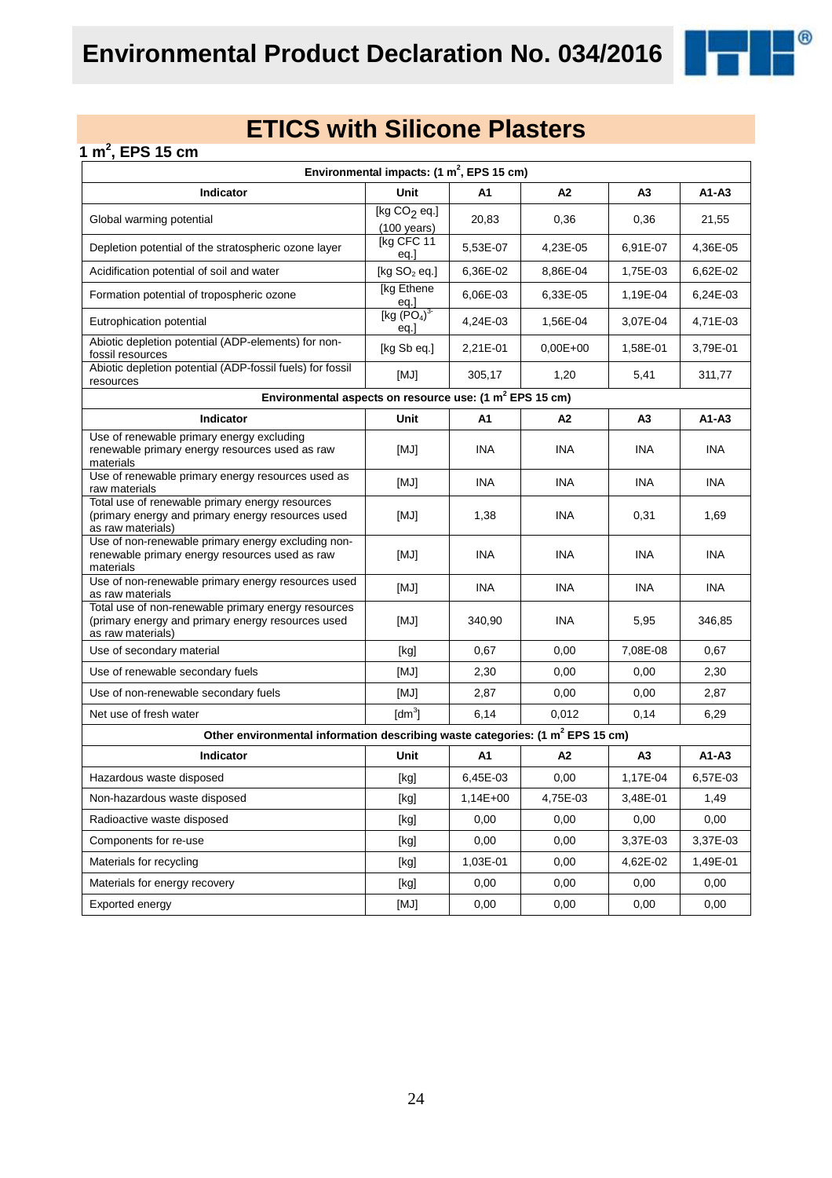# ETICS with Silicone Plasters

## 1 m$^2$, EPS 15 cm

| Environmental impacts: (1 m$^2$, EPS 15 cm) | | | | | |
|---|---|---|---|---|---|
| **Indicator** | **Unit** | **A1** | **A2** | **A3** | **A1-A3** |
| Global warming potential | [kg $CO_2$ eq.] (100 years) | 20,83 | 0,36 | 0,36 | 21,55 |
| Depletion potential of the stratospheric ozone layer | [kg CFC 11 eq.] | 5,53E-07 | 4,23E-05 | 6,91E-07 | 4,36E-05 |
| Acidification potential of soil and water | [kg $SO_2$ eq.] | 6,36E-02 | 8,86E-04 | 1,75E-03 | 6,62E-02 |
| Formation potential of tropospheric ozone | [kg Ethene eq.] | 6,06E-03 | 6,33E-05 | 1,19E-04 | 6,24E-03 |
| Eutrophication potential | [kg $(PO_4)^{3-}$ eq.] | 4,24E-03 | 1,56E-04 | 3,07E-04 | 4,71E-03 |
| Abiotic depletion potential (ADP-elements) for non-fossil resources | [kg Sb eq.] | 2,21E-01 | 0,00E+00 | 1,58E-01 | 3,79E-01 |
| Abiotic depletion potential (ADP-fossil fuels) for fossil resources | [MJ] | 305,17 | 1,20 | 5,41 | 311,77 |
| **Environmental aspects on resource use: (1 m$^2$ EPS 15 cm)** | | | | | |
| **Indicator** | **Unit** | **A1** | **A2** | **A3** | **A1-A3** |
| Use of renewable primary energy excluding renewable primary energy resources used as raw materials | [MJ] | INA | INA | INA | INA |
| Use of renewable primary energy resources used as raw materials | [MJ] | INA | INA | INA | INA |
| Total use of renewable primary energy resources (primary energy and primary energy resources used as raw materials) | [MJ] | 1,38 | INA | 0,31 | 1,69 |
| Use of non-renewable primary energy excluding non-renewable primary energy resources used as raw materials | [MJ] | INA | INA | INA | INA |
| Use of non-renewable primary energy resources used as raw materials | [MJ] | INA | INA | INA | INA |
| Total use of non-renewable primary energy resources (primary energy and primary energy resources used as raw materials) | [MJ] | 340,90 | INA | 5,95 | 346,85 |
| Use of secondary material | [kg] | 0,67 | 0,00 | 7,08E-08 | 0,67 |
| Use of renewable secondary fuels | [MJ] | 2,30 | 0,00 | 0,00 | 2,30 |
| Use of non-renewable secondary fuels | [MJ] | 2,87 | 0,00 | 0,00 | 2,87 |
| Net use of fresh water | [dm$^3$] | 6,14 | 0,012 | 0,14 | 6,29 |
| **Other environmental information describing waste categories: (1 m$^2$ EPS 15 cm)** | | | | | |
| **Indicator** | **Unit** | **A1** | **A2** | **A3** | **A1-A3** |
| Hazardous waste disposed | [kg] | 6,45E-03 | 0,00 | 1,17E-04 | 6,57E-03 |
| Non-hazardous waste disposed | [kg] | 1,14E+00 | 4,75E-03 | 3,48E-01 | 1,49 |
| Radioactive waste disposed | [kg] | 0,00 | 0,00 | 0,00 | 0,00 |
| Components for re-use | [kg] | 0,00 | 0,00 | 3,37E-03 | 3,37E-03 |
| Materials for recycling | [kg] | 1,03E-01 | 0,00 | 4,62E-02 | 1,49E-01 |
| Materials for energy recovery | [kg] | 0,00 | 0,00 | 0,00 | 0,00 |
| Exported energy | [MJ] | 0,00 | 0,00 | 0,00 | 0,00 |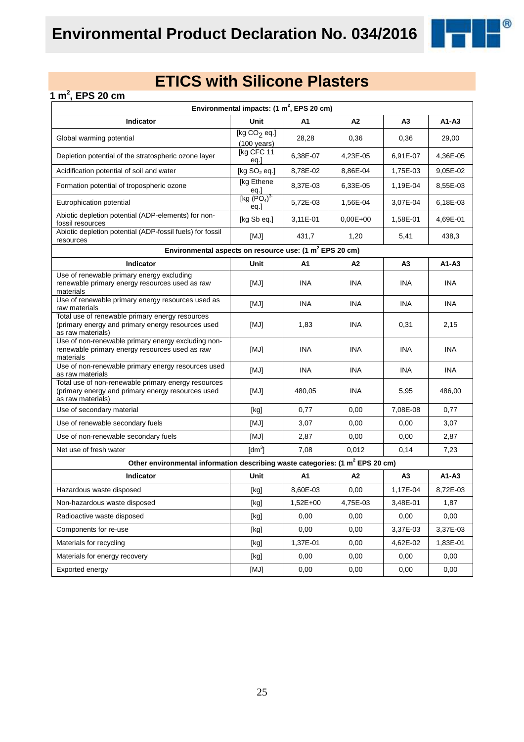# Environmental Product Declaration No. 034/2016

## ETICS with Silicone Plasters

### 1 $m^2$, EPS 20 cm

| Environmental impacts: (1 $m^2$, EPS 20 cm) | | | | | |
|---|---|---|---|---|---|
| **Indicator** | **Unit** | **A1** | **A2** | **A3** | **A1-A3** |
| Global warming potential | [kg $CO_2$ eq.] (100 years) | 28,28 | 0,36 | 0,36 | 29,00 |
| Depletion potential of the stratospheric ozone layer | [kg CFC 11 eq.] | 6,38E-07 | 4,23E-05 | 6,91E-07 | 4,36E-05 |
| Acidification potential of soil and water | [kg $SO_2$ eq.] | 8,78E-02 | 8,86E-04 | 1,75E-03 | 9,05E-02 |
| Formation potential of tropospheric ozone | [kg Ethene eq.] | 8,37E-03 | 6,33E-05 | 1,19E-04 | 8,55E-03 |
| Eutrophication potential | [kg $(PO_4)^{3-}$ eq.] | 5,72E-03 | 1,56E-04 | 3,07E-04 | 6,18E-03 |
| Abiotic depletion potential (ADP-elements) for non-fossil resources | [kg Sb eq.] | 3,11E-01 | 0,00E+00 | 1,58E-01 | 4,69E-01 |
| Abiotic depletion potential (ADP-fossil fuels) for fossil resources | [MJ] | 431,7 | 1,20 | 5,41 | 438,3 |

| Environmental aspects on resource use: (1 $m^2$ EPS 20 cm) | | | | | |
|---|---|---|---|---|---|
| **Indicator** | **Unit** | **A1** | **A2** | **A3** | **A1-A3** |
| Use of renewable primary energy excluding renewable primary energy resources used as raw materials | [MJ] | INA | INA | INA | INA |
| Use of renewable primary energy resources used as raw materials | [MJ] | INA | INA | INA | INA |
| Total use of renewable primary energy resources (primary energy and primary energy resources used as raw materials) | [MJ] | 1,83 | INA | 0,31 | 2,15 |
| Use of non-renewable primary energy excluding non-renewable primary energy resources used as raw materials | [MJ] | INA | INA | INA | INA |
| Use of non-renewable primary energy resources used as raw materials | [MJ] | INA | INA | INA | INA |
| Total use of non-renewable primary energy resources (primary energy and primary energy resources used as raw materials) | [MJ] | 480,05 | INA | 5,95 | 486,00 |
| Use of secondary material | [kg] | 0,77 | 0,00 | 7,08E-08 | 0,77 |
| Use of renewable secondary fuels | [MJ] | 3,07 | 0,00 | 0,00 | 3,07 |
| Use of non-renewable secondary fuels | [MJ] | 2,87 | 0,00 | 0,00 | 2,87 |
| Net use of fresh water | [$dm^3$] | 7,08 | 0,012 | 0,14 | 7,23 |

| Other environmental information describing waste categories: (1 $m^2$ EPS 20 cm) | | | | | |
|---|---|---|---|---|---|
| **Indicator** | **Unit** | **A1** | **A2** | **A3** | **A1-A3** |
| Hazardous waste disposed | [kg] | 8,60E-03 | 0,00 | 1,17E-04 | 8,72E-03 |
| Non-hazardous waste disposed | [kg] | 1,52E+00 | 4,75E-03 | 3,48E-01 | 1,87 |
| Radioactive waste disposed | [kg] | 0,00 | 0,00 | 0,00 | 0,00 |
| Components for re-use | [kg] | 0,00 | 0,00 | 3,37E-03 | 3,37E-03 |
| Materials for recycling | [kg] | 1,37E-01 | 0,00 | 4,62E-02 | 1,83E-01 |
| Materials for energy recovery | [kg] | 0,00 | 0,00 | 0,00 | 0,00 |
| Exported energy | [MJ] | 0,00 | 0,00 | 0,00 | 0,00 |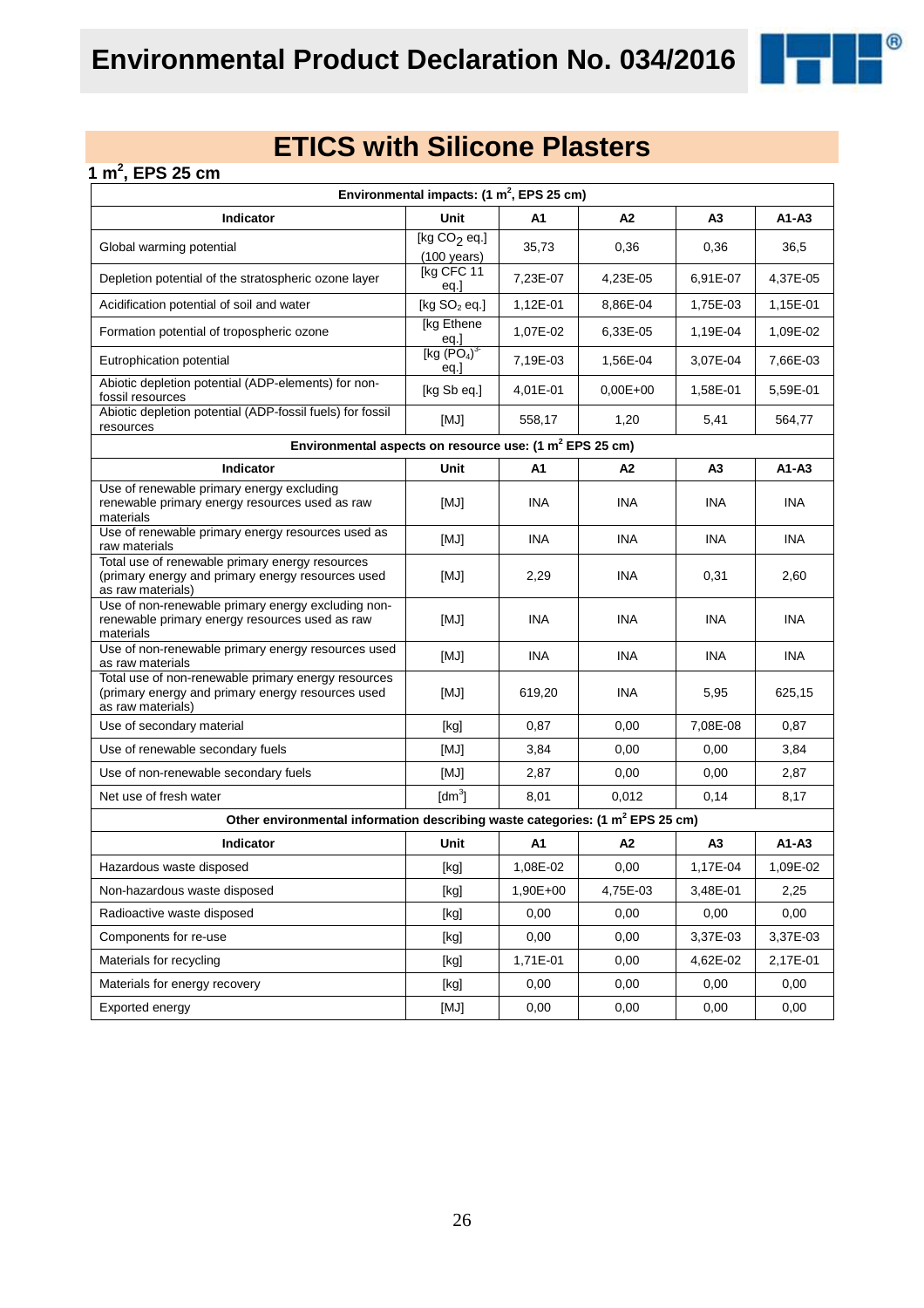# ETICS with Silicone Plasters

## 1 m$^2$, EPS 25 cm

| Environmental impacts: (1 m$^2$, EPS 25 cm) | | | | | |
|---|---|---|---|---|---|
| **Indicator** | **Unit** | **A1** | **A2** | **A3** | **A1-A3** |
| Global warming potential | [kg $CO_2$ eq.] (100 years) | 35,73 | 0,36 | 0,36 | 36,5 |
| Depletion potential of the stratospheric ozone layer | [kg CFC 11 eq.] | 7,23E-07 | 4,23E-05 | 6,91E-07 | 4,37E-05 |
| Acidification potential of soil and water | [kg $SO_2$ eq.] | 1,12E-01 | 8,86E-04 | 1,75E-03 | 1,15E-01 |
| Formation potential of tropospheric ozone | [kg Ethene eq.] | 1,07E-02 | 6,33E-05 | 1,19E-04 | 1,09E-02 |
| Eutrophication potential | [kg $(PO_4)^{3-}$ eq.] | 7,19E-03 | 1,56E-04 | 3,07E-04 | 7,66E-03 |
| Abiotic depletion potential (ADP-elements) for non-fossil resources | [kg Sb eq.] | 4,01E-01 | 0,00E+00 | 1,58E-01 | 5,59E-01 |
| Abiotic depletion potential (ADP-fossil fuels) for fossil resources | [MJ] | 558,17 | 1,20 | 5,41 | 564,77 |
| **Environmental aspects on resource use: (1 m$^2$ EPS 25 cm)** | | | | | |
| **Indicator** | **Unit** | **A1** | **A2** | **A3** | **A1-A3** |
| Use of renewable primary energy excluding renewable primary energy resources used as raw materials | [MJ] | INA | INA | INA | INA |
| Use of renewable primary energy resources used as raw materials | [MJ] | INA | INA | INA | INA |
| Total use of renewable primary energy resources (primary energy and primary energy resources used as raw materials) | [MJ] | 2,29 | INA | 0,31 | 2,60 |
| Use of non-renewable primary energy excluding non-renewable primary energy resources used as raw materials | [MJ] | INA | INA | INA | INA |
| Use of non-renewable primary energy resources used as raw materials | [MJ] | INA | INA | INA | INA |
| Total use of non-renewable primary energy resources (primary energy and primary energy resources used as raw materials) | [MJ] | 619,20 | INA | 5,95 | 625,15 |
| Use of secondary material | [kg] | 0,87 | 0,00 | 7,08E-08 | 0,87 |
| Use of renewable secondary fuels | [MJ] | 3,84 | 0,00 | 0,00 | 3,84 |
| Use of non-renewable secondary fuels | [MJ] | 2,87 | 0,00 | 0,00 | 2,87 |
| Net use of fresh water | [dm$^3$] | 8,01 | 0,012 | 0,14 | 8,17 |
| **Other environmental information describing waste categories: (1 m$^2$ EPS 25 cm)** | | | | | |
| **Indicator** | **Unit** | **A1** | **A2** | **A3** | **A1-A3** |
| Hazardous waste disposed | [kg] | 1,08E-02 | 0,00 | 1,17E-04 | 1,09E-02 |
| Non-hazardous waste disposed | [kg] | 1,90E+00 | 4,75E-03 | 3,48E-01 | 2,25 |
| Radioactive waste disposed | [kg] | 0,00 | 0,00 | 0,00 | 0,00 |
| Components for re-use | [kg] | 0,00 | 0,00 | 3,37E-03 | 3,37E-03 |
| Materials for recycling | [kg] | 1,71E-01 | 0,00 | 4,62E-02 | 2,17E-01 |
| Materials for energy recovery | [kg] | 0,00 | 0,00 | 0,00 | 0,00 |
| Exported energy | [MJ] | 0,00 | 0,00 | 0,00 | 0,00 |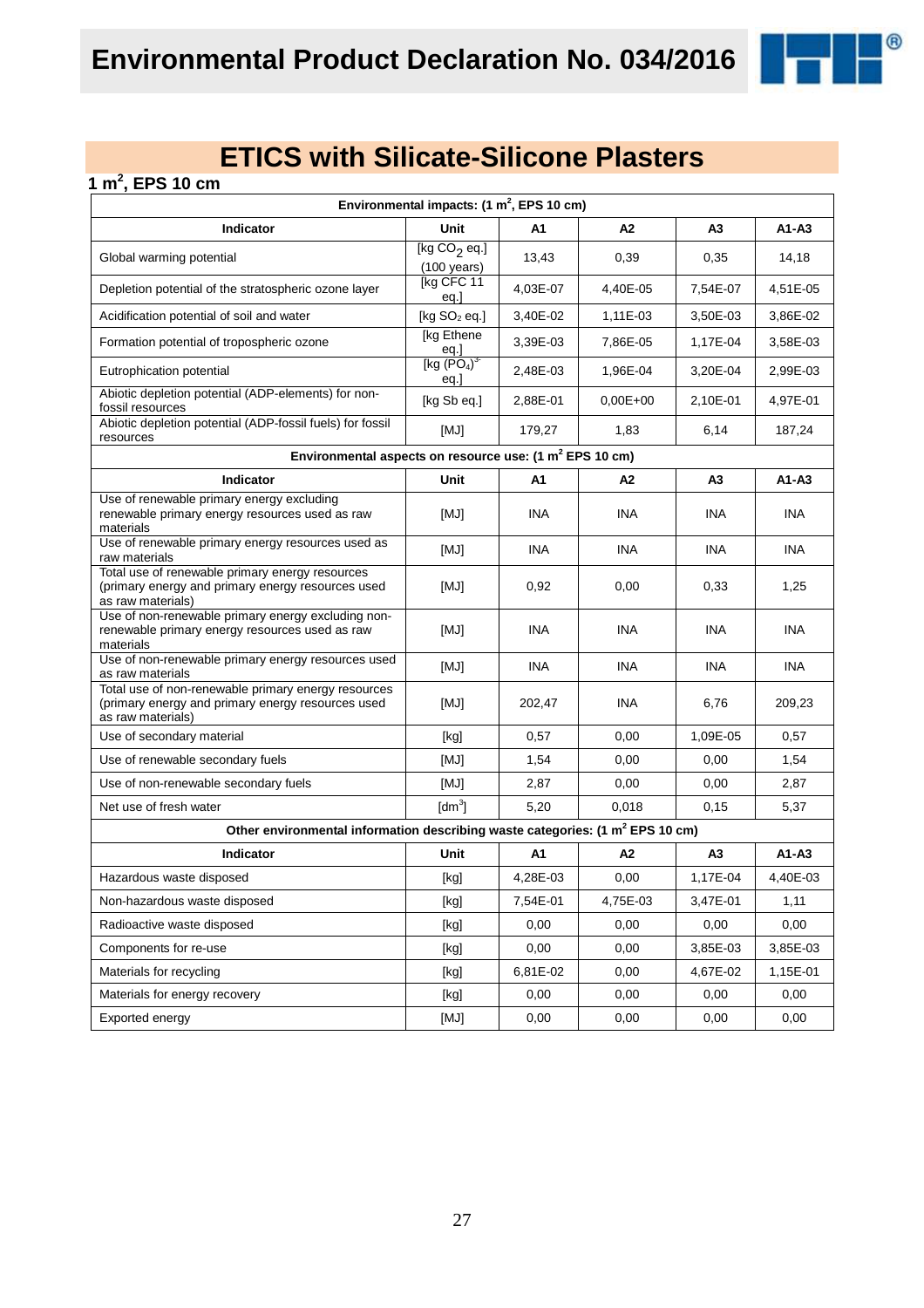# ETICS with Silicate-Silicone Plasters

**1 m$^2$, EPS 10 cm**

| Environmental impacts: (1 m$^2$, EPS 10 cm) | | | | | |
|---|---|---|---|---|---|
| **Indicator** | **Unit** | **A1** | **A2** | **A3** | **A1-A3** |
| Global warming potential | [kg $CO_2$ eq.] (100 years) | 13,43 | 0,39 | 0,35 | 14,18 |
| Depletion potential of the stratospheric ozone layer | [kg CFC 11 eq.] | 4,03E-07 | 4,40E-05 | 7,54E-07 | 4,51E-05 |
| Acidification potential of soil and water | [kg $SO_2$ eq.] | 3,40E-02 | 1,11E-03 | 3,50E-03 | 3,86E-02 |
| Formation potential of tropospheric ozone | [kg Ethene eq.] | 3,39E-03 | 7,86E-05 | 1,17E-04 | 3,58E-03 |
| Eutrophication potential | [kg $(PO_4)^{3-}$ eq.] | 2,48E-03 | 1,96E-04 | 3,20E-04 | 2,99E-03 |
| Abiotic depletion potential (ADP-elements) for non-fossil resources | [kg Sb eq.] | 2,88E-01 | 0,00E+00 | 2,10E-01 | 4,97E-01 |
| Abiotic depletion potential (ADP-fossil fuels) for fossil resources | [MJ] | 179,27 | 1,83 | 6,14 | 187,24 |
| **Environmental aspects on resource use: (1 m$^2$ EPS 10 cm)** | | | | | |
| **Indicator** | **Unit** | **A1** | **A2** | **A3** | **A1-A3** |
| Use of renewable primary energy excluding renewable primary energy resources used as raw materials | [MJ] | INA | INA | INA | INA |
| Use of renewable primary energy resources used as raw materials | [MJ] | INA | INA | INA | INA |
| Total use of renewable primary energy resources (primary energy and primary energy resources used as raw materials) | [MJ] | 0,92 | 0,00 | 0,33 | 1,25 |
| Use of non-renewable primary energy excluding non-renewable primary energy resources used as raw materials | [MJ] | INA | INA | INA | INA |
| Use of non-renewable primary energy resources used as raw materials | [MJ] | INA | INA | INA | INA |
| Total use of non-renewable primary energy resources (primary energy and primary energy resources used as raw materials) | [MJ] | 202,47 | INA | 6,76 | 209,23 |
| Use of secondary material | [kg] | 0,57 | 0,00 | 1,09E-05 | 0,57 |
| Use of renewable secondary fuels | [MJ] | 1,54 | 0,00 | 0,00 | 1,54 |
| Use of non-renewable secondary fuels | [MJ] | 2,87 | 0,00 | 0,00 | 2,87 |
| Net use of fresh water | [dm$^3$] | 5,20 | 0,018 | 0,15 | 5,37 |
| **Other environmental information describing waste categories: (1 m$^2$ EPS 10 cm)** | | | | | |
| **Indicator** | **Unit** | **A1** | **A2** | **A3** | **A1-A3** |
| Hazardous waste disposed | [kg] | 4,28E-03 | 0,00 | 1,17E-04 | 4,40E-03 |
| Non-hazardous waste disposed | [kg] | 7,54E-01 | 4,75E-03 | 3,47E-01 | 1,11 |
| Radioactive waste disposed | [kg] | 0,00 | 0,00 | 0,00 | 0,00 |
| Components for re-use | [kg] | 0,00 | 0,00 | 3,85E-03 | 3,85E-03 |
| Materials for recycling | [kg] | 6,81E-02 | 0,00 | 4,67E-02 | 1,15E-01 |
| Materials for energy recovery | [kg] | 0,00 | 0,00 | 0,00 | 0,00 |
| Exported energy | [MJ] | 0,00 | 0,00 | 0,00 | 0,00 |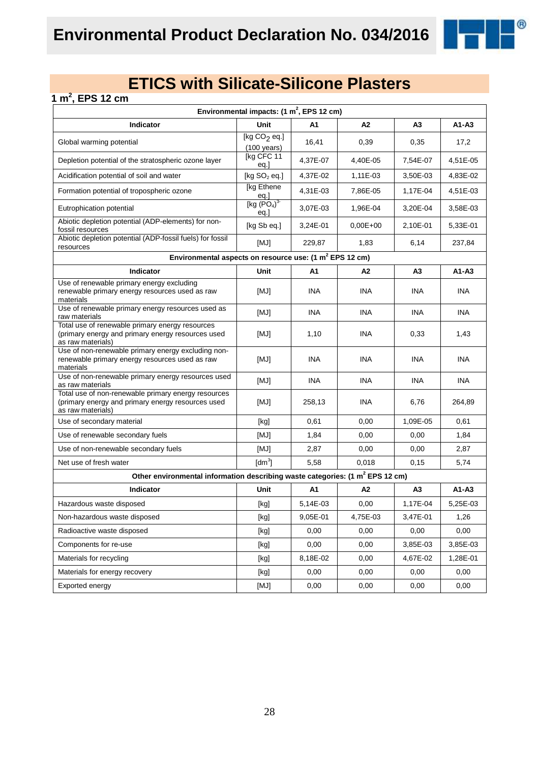# ETICS with Silicate-Silicone Plasters

## 1 m$^2$, EPS 12 cm

| Environmental impacts: (1 m$^2$, EPS 12 cm) | | | | | |
|---|---|---|---|---|---|
| **Indicator** | **Unit** | **A1** | **A2** | **A3** | **A1-A3** |
| Global warming potential | [kg $CO_2$ eq.] (100 years) | 16,41 | 0,39 | 0,35 | 17,2 |
| Depletion potential of the stratospheric ozone layer | [kg CFC 11 eq.] | 4,37E-07 | 4,40E-05 | 7,54E-07 | 4,51E-05 |
| Acidification potential of soil and water | [kg $SO_2$ eq.] | 4,37E-02 | 1,11E-03 | 3,50E-03 | 4,83E-02 |
| Formation potential of tropospheric ozone | [kg Ethene eq.] | 4,31E-03 | 7,86E-05 | 1,17E-04 | 4,51E-03 |
| Eutrophication potential | [kg $(PO_4)^{3-}$ eq.] | 3,07E-03 | 1,96E-04 | 3,20E-04 | 3,58E-03 |
| Abiotic depletion potential (ADP-elements) for non-fossil resources | [kg Sb eq.] | 3,24E-01 | 0,00E+00 | 2,10E-01 | 5,33E-01 |
| Abiotic depletion potential (ADP-fossil fuels) for fossil resources | [MJ] | 229,87 | 1,83 | 6,14 | 237,84 |
| **Environmental aspects on resource use: (1 m$^2$ EPS 12 cm)** | | | | | |
| **Indicator** | **Unit** | **A1** | **A2** | **A3** | **A1-A3** |
| Use of renewable primary energy excluding renewable primary energy resources used as raw materials | [MJ] | INA | INA | INA | INA |
| Use of renewable primary energy resources used as raw materials | [MJ] | INA | INA | INA | INA |
| Total use of renewable primary energy resources (primary energy and primary energy resources used as raw materials) | [MJ] | 1,10 | INA | 0,33 | 1,43 |
| Use of non-renewable primary energy excluding non-renewable primary energy resources used as raw materials | [MJ] | INA | INA | INA | INA |
| Use of non-renewable primary energy resources used as raw materials | [MJ] | INA | INA | INA | INA |
| Total use of non-renewable primary energy resources (primary energy and primary energy resources used as raw materials) | [MJ] | 258,13 | INA | 6,76 | 264,89 |
| Use of secondary material | [kg] | 0,61 | 0,00 | 1,09E-05 | 0,61 |
| Use of renewable secondary fuels | [MJ] | 1,84 | 0,00 | 0,00 | 1,84 |
| Use of non-renewable secondary fuels | [MJ] | 2,87 | 0,00 | 0,00 | 2,87 |
| Net use of fresh water | [dm$^3$] | 5,58 | 0,018 | 0,15 | 5,74 |
| **Other environmental information describing waste categories: (1 m$^2$ EPS 12 cm)** | | | | | |
| **Indicator** | **Unit** | **A1** | **A2** | **A3** | **A1-A3** |
| Hazardous waste disposed | [kg] | 5,14E-03 | 0,00 | 1,17E-04 | 5,25E-03 |
| Non-hazardous waste disposed | [kg] | 9,05E-01 | 4,75E-03 | 3,47E-01 | 1,26 |
| Radioactive waste disposed | [kg] | 0,00 | 0,00 | 0,00 | 0,00 |
| Components for re-use | [kg] | 0,00 | 0,00 | 3,85E-03 | 3,85E-03 |
| Materials for recycling | [kg] | 8,18E-02 | 0,00 | 4,67E-02 | 1,28E-01 |
| Materials for energy recovery | [kg] | 0,00 | 0,00 | 0,00 | 0,00 |
| Exported energy | [MJ] | 0,00 | 0,00 | 0,00 | 0,00 |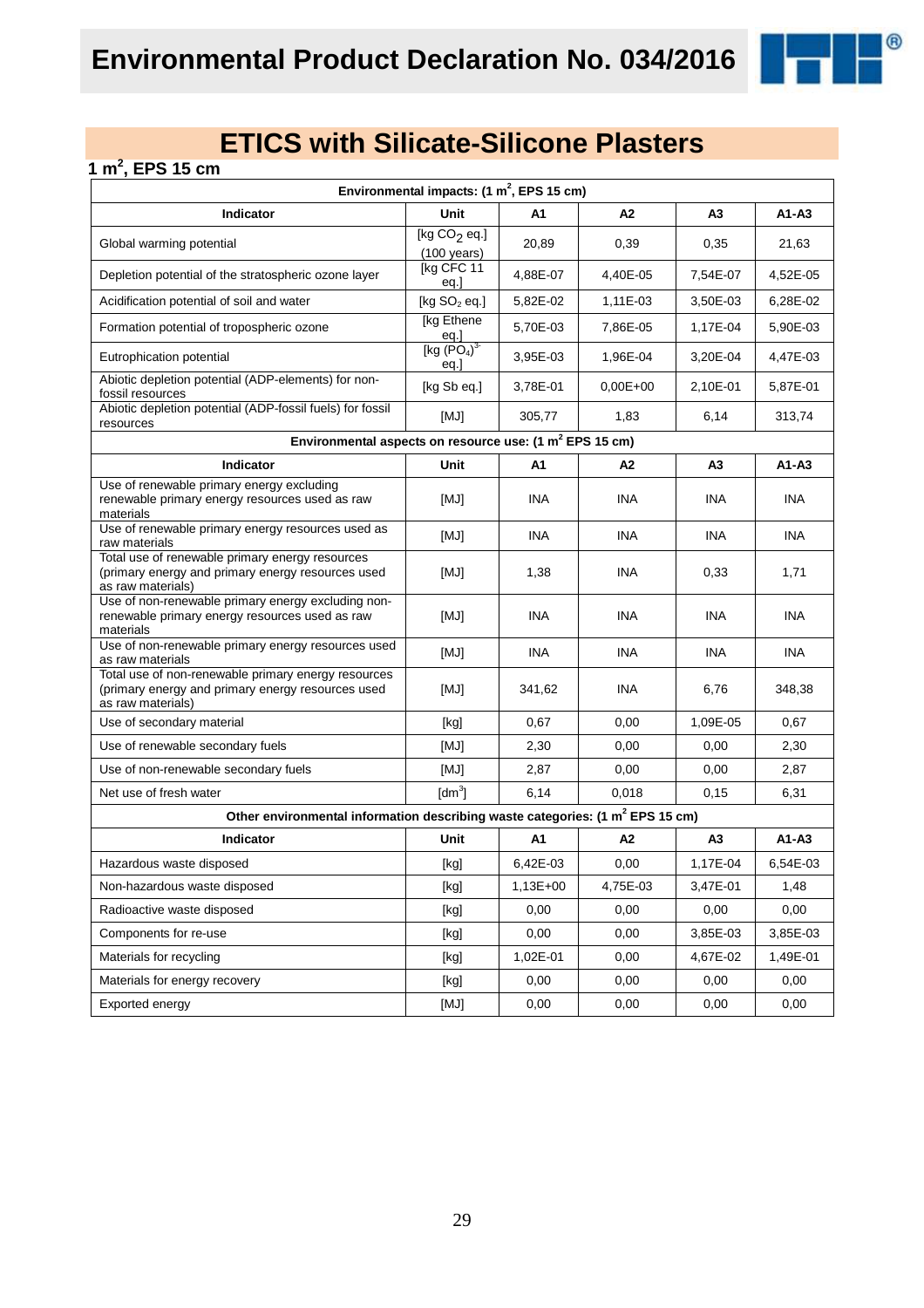# ETICS with Silicate-Silicone Plasters

## 1 m$^2$, EPS 15 cm

| Environmental impacts: (1 m$^2$, EPS 15 cm) | | | | | |
|---|---|---|---|---|---|
| **Indicator** | **Unit** | **A1** | **A2** | **A3** | **A1-A3** |
| Global warming potential | [kg $CO_2$ eq.] (100 years) | 20,89 | 0,39 | 0,35 | 21,63 |
| Depletion potential of the stratospheric ozone layer | [kg CFC 11 eq.] | 4,88E-07 | 4,40E-05 | 7,54E-07 | 4,52E-05 |
| Acidification potential of soil and water | [kg $SO_2$ eq.] | 5,82E-02 | 1,11E-03 | 3,50E-03 | 6,28E-02 |
| Formation potential of tropospheric ozone | [kg Ethene eq.] | 5,70E-03 | 7,86E-05 | 1,17E-04 | 5,90E-03 |
| Eutrophication potential | [kg $(PO_4)^{3-}$ eq.] | 3,95E-03 | 1,96E-04 | 3,20E-04 | 4,47E-03 |
| Abiotic depletion potential (ADP-elements) for non-fossil resources | [kg Sb eq.] | 3,78E-01 | 0,00E+00 | 2,10E-01 | 5,87E-01 |
| Abiotic depletion potential (ADP-fossil fuels) for fossil resources | [MJ] | 305,77 | 1,83 | 6,14 | 313,74 |
| **Environmental aspects on resource use: (1 m$^2$ EPS 15 cm)** | | | | | |
| **Indicator** | **Unit** | **A1** | **A2** | **A3** | **A1-A3** |
| Use of renewable primary energy excluding renewable primary energy resources used as raw materials | [MJ] | INA | INA | INA | INA |
| Use of renewable primary energy resources used as raw materials | [MJ] | INA | INA | INA | INA |
| Total use of renewable primary energy resources (primary energy and primary energy resources used as raw materials) | [MJ] | 1,38 | INA | 0,33 | 1,71 |
| Use of non-renewable primary energy excluding non-renewable primary energy resources used as raw materials | [MJ] | INA | INA | INA | INA |
| Use of non-renewable primary energy resources used as raw materials | [MJ] | INA | INA | INA | INA |
| Total use of non-renewable primary energy resources (primary energy and primary energy resources used as raw materials) | [MJ] | 341,62 | INA | 6,76 | 348,38 |
| Use of secondary material | [kg] | 0,67 | 0,00 | 1,09E-05 | 0,67 |
| Use of renewable secondary fuels | [MJ] | 2,30 | 0,00 | 0,00 | 2,30 |
| Use of non-renewable secondary fuels | [MJ] | 2,87 | 0,00 | 0,00 | 2,87 |
| Net use of fresh water | [dm$^3$] | 6,14 | 0,018 | 0,15 | 6,31 |
| **Other environmental information describing waste categories: (1 m$^2$ EPS 15 cm)** | | | | | |
| **Indicator** | **Unit** | **A1** | **A2** | **A3** | **A1-A3** |
| Hazardous waste disposed | [kg] | 6,42E-03 | 0,00 | 1,17E-04 | 6,54E-03 |
| Non-hazardous waste disposed | [kg] | 1,13E+00 | 4,75E-03 | 3,47E-01 | 1,48 |
| Radioactive waste disposed | [kg] | 0,00 | 0,00 | 0,00 | 0,00 |
| Components for re-use | [kg] | 0,00 | 0,00 | 3,85E-03 | 3,85E-03 |
| Materials for recycling | [kg] | 1,02E-01 | 0,00 | 4,67E-02 | 1,49E-01 |
| Materials for energy recovery | [kg] | 0,00 | 0,00 | 0,00 | 0,00 |
| Exported energy | [MJ] | 0,00 | 0,00 | 0,00 | 0,00 |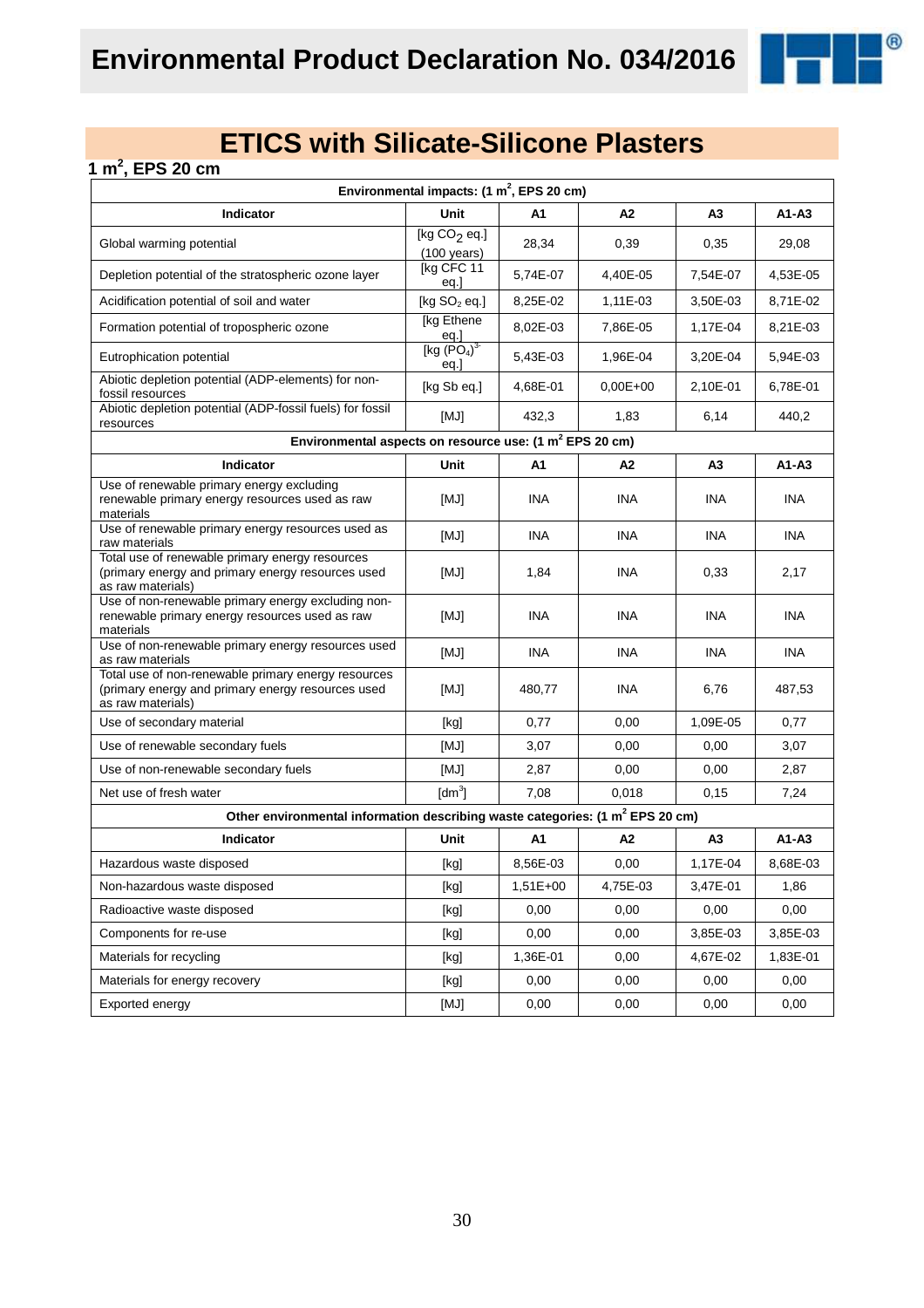# Environmental Product Declaration No. 034/2016

## ETICS with Silicate-Silicone Plasters

### 1 m$^2$, EPS 20 cm

| Environmental impacts: (1 m$^2$, EPS 20 cm) | | | | | |
|---|---|---|---|---|---|
| **Indicator** | **Unit** | **A1** | **A2** | **A3** | **A1-A3** |
| Global warming potential | [kg $CO_2$ eq.] (100 years) | 28,34 | 0,39 | 0,35 | 29,08 |
| Depletion potential of the stratospheric ozone layer | [kg CFC 11 eq.] | 5,74E-07 | 4,40E-05 | 7,54E-07 | 4,53E-05 |
| Acidification potential of soil and water | [kg $SO_2$ eq.] | 8,25E-02 | 1,11E-03 | 3,50E-03 | 8,71E-02 |
| Formation potential of tropospheric ozone | [kg Ethene eq.] | 8,02E-03 | 7,86E-05 | 1,17E-04 | 8,21E-03 |
| Eutrophication potential | [kg $(PO_4)^{3-}$ eq.] | 5,43E-03 | 1,96E-04 | 3,20E-04 | 5,94E-03 |
| Abiotic depletion potential (ADP-elements) for non-fossil resources | [kg Sb eq.] | 4,68E-01 | 0,00E+00 | 2,10E-01 | 6,78E-01 |
| Abiotic depletion potential (ADP-fossil fuels) for fossil resources | [MJ] | 432,3 | 1,83 | 6,14 | 440,2 |
| **Environmental aspects on resource use: (1 m$^2$ EPS 20 cm)** | | | | | |
| **Indicator** | **Unit** | **A1** | **A2** | **A3** | **A1-A3** |
| Use of renewable primary energy excluding renewable primary energy resources used as raw materials | [MJ] | INA | INA | INA | INA |
| Use of renewable primary energy resources used as raw materials | [MJ] | INA | INA | INA | INA |
| Total use of renewable primary energy resources (primary energy and primary energy resources used as raw materials) | [MJ] | 1,84 | INA | 0,33 | 2,17 |
| Use of non-renewable primary energy excluding non-renewable primary energy resources used as raw materials | [MJ] | INA | INA | INA | INA |
| Use of non-renewable primary energy resources used as raw materials | [MJ] | INA | INA | INA | INA |
| Total use of non-renewable primary energy resources (primary energy and primary energy resources used as raw materials) | [MJ] | 480,77 | INA | 6,76 | 487,53 |
| Use of secondary material | [kg] | 0,77 | 0,00 | 1,09E-05 | 0,77 |
| Use of renewable secondary fuels | [MJ] | 3,07 | 0,00 | 0,00 | 3,07 |
| Use of non-renewable secondary fuels | [MJ] | 2,87 | 0,00 | 0,00 | 2,87 |
| Net use of fresh water | [dm$^3$] | 7,08 | 0,018 | 0,15 | 7,24 |
| **Other environmental information describing waste categories: (1 m$^2$ EPS 20 cm)** | | | | | |
| **Indicator** | **Unit** | **A1** | **A2** | **A3** | **A1-A3** |
| Hazardous waste disposed | [kg] | 8,56E-03 | 0,00 | 1,17E-04 | 8,68E-03 |
| Non-hazardous waste disposed | [kg] | 1,51E+00 | 4,75E-03 | 3,47E-01 | 1,86 |
| Radioactive waste disposed | [kg] | 0,00 | 0,00 | 0,00 | 0,00 |
| Components for re-use | [kg] | 0,00 | 0,00 | 3,85E-03 | 3,85E-03 |
| Materials for recycling | [kg] | 1,36E-01 | 0,00 | 4,67E-02 | 1,83E-01 |
| Materials for energy recovery | [kg] | 0,00 | 0,00 | 0,00 | 0,00 |
| Exported energy | [MJ] | 0,00 | 0,00 | 0,00 | 0,00 |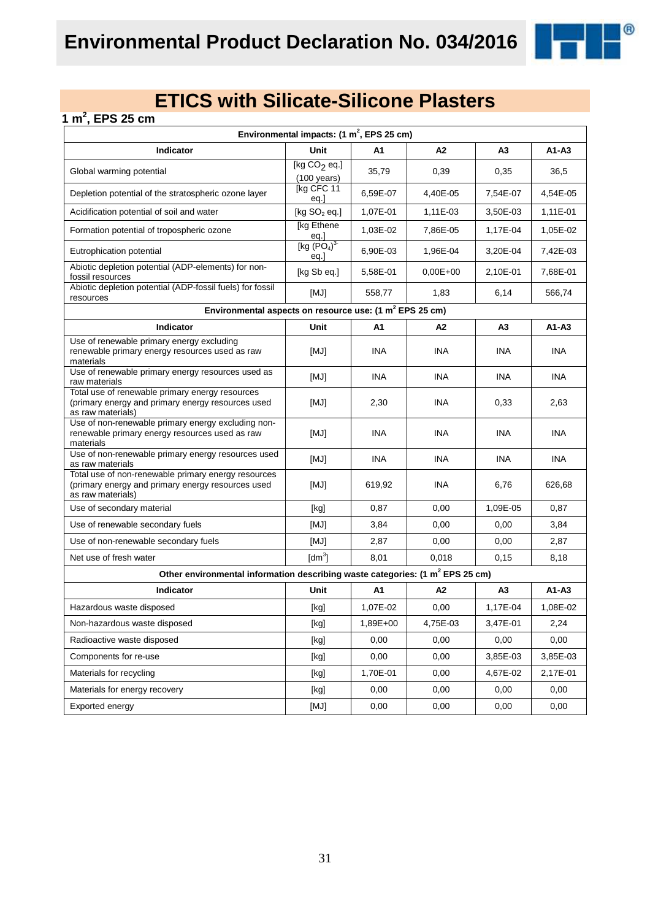# Environmental Product Declaration No. 034/2016

## ETICS with Silicate-Silicone Plasters

### 1 $m^2$, EPS 25 cm

| Environmental impacts: (1 $m^2$, EPS 25 cm) | | | | | |
|---|---|---|---|---|---|
| **Indicator** | **Unit** | **A1** | **A2** | **A3** | **A1-A3** |
| Global warming potential | [kg $CO_2$ eq.] (100 years) | 35,79 | 0,39 | 0,35 | 36,5 |
| Depletion potential of the stratospheric ozone layer | [kg CFC 11 eq.] | 6,59E-07 | 4,40E-05 | 7,54E-07 | 4,54E-05 |
| Acidification potential of soil and water | [kg $SO_2$ eq.] | 1,07E-01 | 1,11E-03 | 3,50E-03 | 1,11E-01 |
| Formation potential of tropospheric ozone | [kg Ethene eq.] | 1,03E-02 | 7,86E-05 | 1,17E-04 | 1,05E-02 |
| Eutrophication potential | [kg $(PO_4)^{3-}$ eq.] | 6,90E-03 | 1,96E-04 | 3,20E-04 | 7,42E-03 |
| Abiotic depletion potential (ADP-elements) for non-fossil resources | [kg Sb eq.] | 5,58E-01 | 0,00E+00 | 2,10E-01 | 7,68E-01 |
| Abiotic depletion potential (ADP-fossil fuels) for fossil resources | [MJ] | 558,77 | 1,83 | 6,14 | 566,74 |
| **Environmental aspects on resource use: (1 $m^2$ EPS 25 cm)** | | | | | |
| **Indicator** | **Unit** | **A1** | **A2** | **A3** | **A1-A3** |
| Use of renewable primary energy excluding renewable primary energy resources used as raw materials | [MJ] | INA | INA | INA | INA |
| Use of renewable primary energy resources used as raw materials | [MJ] | INA | INA | INA | INA |
| Total use of renewable primary energy resources (primary energy and primary energy resources used as raw materials) | [MJ] | 2,30 | INA | 0,33 | 2,63 |
| Use of non-renewable primary energy excluding non-renewable primary energy resources used as raw materials | [MJ] | INA | INA | INA | INA |
| Use of non-renewable primary energy resources used as raw materials | [MJ] | INA | INA | INA | INA |
| Total use of non-renewable primary energy resources (primary energy and primary energy resources used as raw materials) | [MJ] | 619,92 | INA | 6,76 | 626,68 |
| Use of secondary material | [kg] | 0,87 | 0,00 | 1,09E-05 | 0,87 |
| Use of renewable secondary fuels | [MJ] | 3,84 | 0,00 | 0,00 | 3,84 |
| Use of non-renewable secondary fuels | [MJ] | 2,87 | 0,00 | 0,00 | 2,87 |
| Net use of fresh water | [$dm^3$] | 8,01 | 0,018 | 0,15 | 8,18 |
| **Other environmental information describing waste categories: (1 $m^2$ EPS 25 cm)** | | | | | |
| **Indicator** | **Unit** | **A1** | **A2** | **A3** | **A1-A3** |
| Hazardous waste disposed | [kg] | 1,07E-02 | 0,00 | 1,17E-04 | 1,08E-02 |
| Non-hazardous waste disposed | [kg] | 1,89E+00 | 4,75E-03 | 3,47E-01 | 2,24 |
| Radioactive waste disposed | [kg] | 0,00 | 0,00 | 0,00 | 0,00 |
| Components for re-use | [kg] | 0,00 | 0,00 | 3,85E-03 | 3,85E-03 |
| Materials for recycling | [kg] | 1,70E-01 | 0,00 | 4,67E-02 | 2,17E-01 |
| Materials for energy recovery | [kg] | 0,00 | 0,00 | 0,00 | 0,00 |
| Exported energy | [MJ] | 0,00 | 0,00 | 0,00 | 0,00 |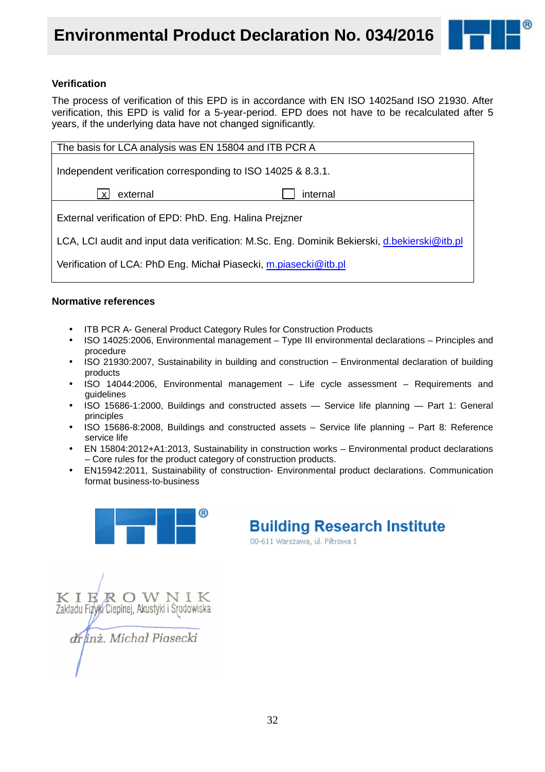## Verification

The process of verification of this EPD is in accordance with EN ISO 14025and ISO 21930. After verification, this EPD is valid for a 5-year-period. EPD does not have to be recalculated after 5 years, if the underlying data have not changed significantly.

| The basis for LCA analysis was EN 15804 and ITB PCR A | |
|---|---|
| Independent verification corresponding to ISO 14025 & 8.3.1. | |
| [x] external | [ ] internal |
| External verification of EPD: PhD. Eng. Halina Prejzner<br><br>LCA, LCI audit and input data verification: M.Sc. Eng. Dominik Bekierski, d.bekierski@itb.pl<br><br>Verification of LCA: PhD Eng. Michał Piasecki, m.piasecki@itb.pl | |

## Normative references

- ITB PCR A- General Product Category Rules for Construction Products
- ISO 14025:2006, Environmental management – Type III environmental declarations – Principles and procedure
- ISO 21930:2007, Sustainability in building and construction – Environmental declaration of building products
- ISO 14044:2006, Environmental management – Life cycle assessment – Requirements and guidelines
- ISO 15686-1:2000, Buildings and constructed assets — Service life planning — Part 1: General principles
- ISO 15686-8:2008, Buildings and constructed assets – Service life planning – Part 8: Reference service life
- EN 15804:2012+A1:2013, Sustainability in construction works – Environmental product declarations – Core rules for the product category of construction products.
- EN15942:2011, Sustainability of construction- Environmental product declarations. Communication format business-to-business

**Building Research Institute**
00-611 Warszawa, ul. Filtrowa 1

KIEROWNIK
Zakładu Fizyki Cieplnej, Akustyki i Środowiska
dr inż. Michał Piasecki